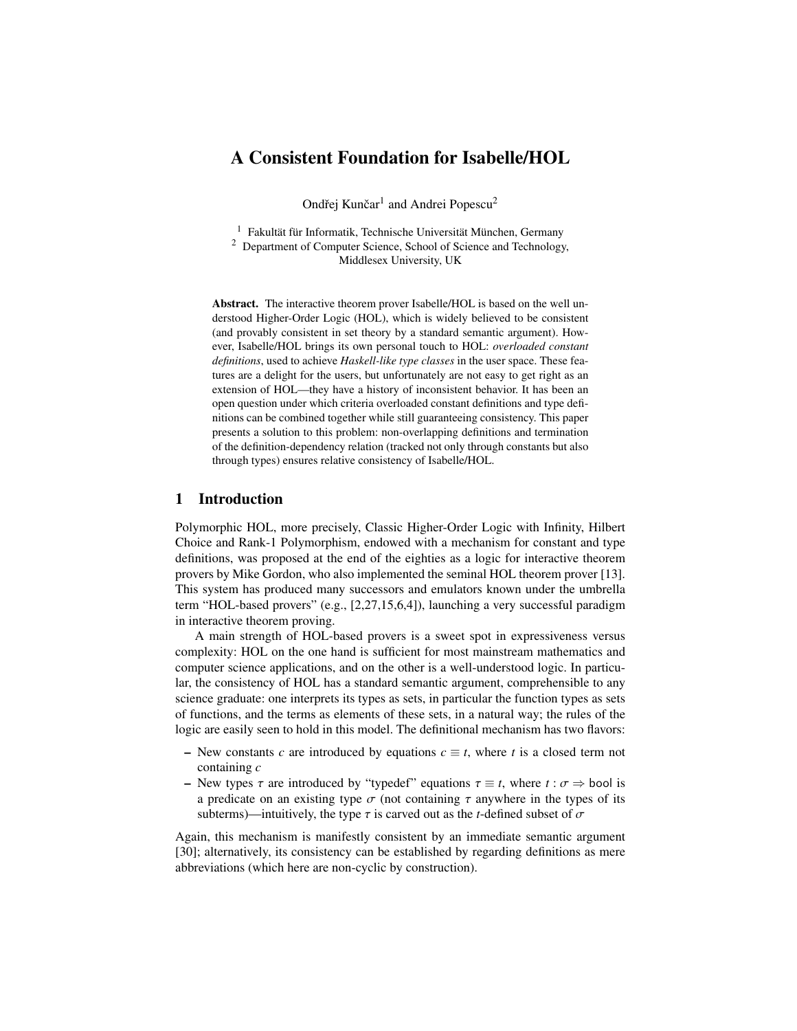# A Consistent Foundation for Isabelle/HOL

Ondřej Kunčar[1] and Andrei Popescu[2]

[1] Fakultät für Informatik, Technische Universität München, Germany
[2] Department of Computer Science, School of Science and Technology, Middlesex University, UK

**Abstract.** The interactive theorem prover Isabelle/HOL is based on the well understood Higher-Order Logic (HOL), which is widely believed to be consistent (and provably consistent in set theory by a standard semantic argument). However, Isabelle/HOL brings its own personal touch to HOL: *overloaded constant definitions*, used to achieve *Haskell-like type classes* in the user space. These features are a delight for the users, but unfortunately are not easy to get right as an extension of HOL—they have a history of inconsistent behavior. It has been an open question under which criteria overloaded constant definitions and type definitions can be combined together while still guaranteeing consistency. This paper presents a solution to this problem: non-overlapping definitions and termination of the definition-dependency relation (tracked not only through constants but also through types) ensures relative consistency of Isabelle/HOL.

## 1 Introduction

Polymorphic HOL, more precisely, Classic Higher-Order Logic with Infinity, Hilbert Choice and Rank-1 Polymorphism, endowed with a mechanism for constant and type definitions, was proposed at the end of the eighties as a logic for interactive theorem provers by Mike Gordon, who also implemented the seminal HOL theorem prover [13]. This system has produced many successors and emulators known under the umbrella term "HOL-based provers" (e.g., [2,27,15,6,4]), launching a very successful paradigm in interactive theorem proving.

A main strength of HOL-based provers is a sweet spot in expressiveness versus complexity: HOL on the one hand is sufficient for most mainstream mathematics and computer science applications, and on the other is a well-understood logic. In particular, the consistency of HOL has a standard semantic argument, comprehensible to any science graduate: one interprets its types as sets, in particular the function types as sets of functions, and the terms as elements of these sets, in a natural way; the rules of the logic are easily seen to hold in this model. The definitional mechanism has two flavors:

- New constants $c$ are introduced by equations $c \equiv t$, where $t$ is a closed term not containing $c$
- New types $\tau$ are introduced by "typedef" equations $\tau \equiv t$, where $t : \sigma \Rightarrow \mathsf{bool}$ is a predicate on an existing type $\sigma$ (not containing $\tau$ anywhere in the types of its subterms)—intuitively, the type $\tau$ is carved out as the $t$-defined subset of $\sigma$

Again, this mechanism is manifestly consistent by an immediate semantic argument [30]; alternatively, its consistency can be established by regarding definitions as mere abbreviations (which here are non-cyclic by construction).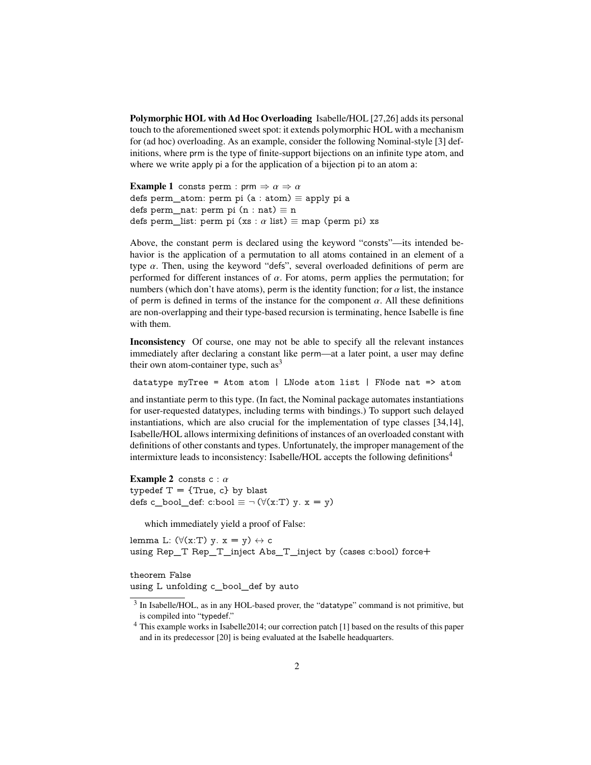**Polymorphic HOL with Ad Hoc Overloading** Isabelle/HOL [27,26] adds its personal touch to the aforementioned sweet spot: it extends polymorphic HOL with a mechanism for (ad hoc) overloading. As an example, consider the following Nominal-style [3] definitions, where prm is the type of finite-support bijections on an infinite type atom, and where we write apply pi a for the application of a bijection pi to an atom a:

**Example 1** consts perm : prm $\Rightarrow \alpha \Rightarrow \alpha$
defs perm_atom: perm pi (a : atom) $\equiv$ apply pi a
defs perm_nat: perm pi (n : nat) $\equiv$ n
defs perm_list: perm pi (xs : $\alpha$ list) $\equiv$ map (perm pi) xs

Above, the constant perm is declared using the keyword "consts"—its intended behavior is the application of a permutation to all atoms contained in an element of a type $\alpha$. Then, using the keyword "defs", several overloaded definitions of perm are performed for different instances of $\alpha$. For atoms, perm applies the permutation; for numbers (which don't have atoms), perm is the identity function; for $\alpha$ list, the instance of perm is defined in terms of the instance for the component $\alpha$. All these definitions are non-overlapping and their type-based recursion is terminating, hence Isabelle is fine with them.

**Inconsistency** Of course, one may not be able to specify all the relevant instances immediately after declaring a constant like perm—at a later point, a user may define their own atom-container type, such as[3]

```
datatype myTree = Atom atom | LNode atom list | FNode nat => atom
```

and instantiate perm to this type. (In fact, the Nominal package automates instantiations for user-requested datatypes, including terms with bindings.) To support such delayed instantiations, which are also crucial for the implementation of type classes [34,14], Isabelle/HOL allows intermixing definitions of instances of an overloaded constant with definitions of other constants and types. Unfortunately, the improper management of the intermixture leads to inconsistency: Isabelle/HOL accepts the following definitions[4]

**Example 2** consts c : $\alpha$
typedef T = {True, c} by blast
defs c_bool_def: c:bool $\equiv$ $\neg$ ($\forall$(x:T) y. x = y)

which immediately yield a proof of False:

lemma L: ($\forall$(x:T) y. x = y) $\leftrightarrow$ c
using Rep_T Rep_T_inject Abs_T_inject by (cases c:bool) force+

theorem False
using L unfolding c_bool_def by auto

---

[3] In Isabelle/HOL, as in any HOL-based prover, the "datatype" command is not primitive, but is compiled into "typedef."

[4] This example works in Isabelle2014; our correction patch [1] based on the results of this paper and in its predecessor [20] is being evaluated at the Isabelle headquarters.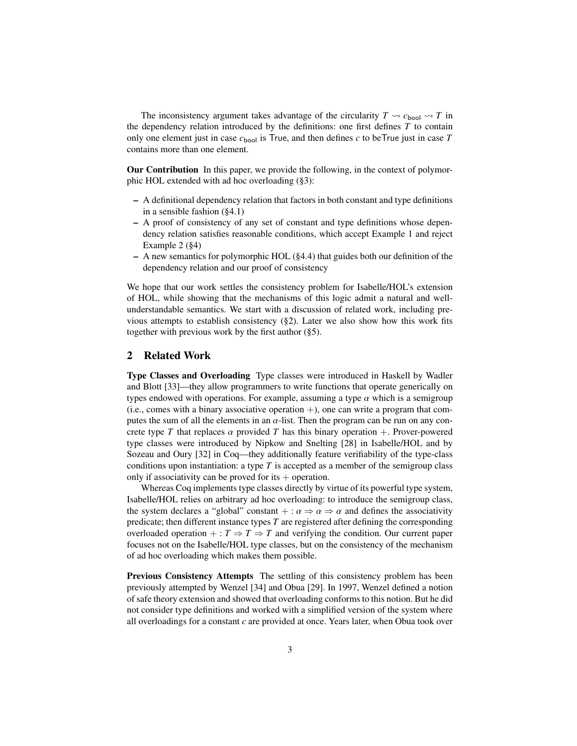The inconsistency argument takes advantage of the circularity $T \rightsquigarrow c_{\mathsf{bool}} \rightsquigarrow T$ in the dependency relation introduced by the definitions: one first defines $T$ to contain only one element just in case $c_{\mathsf{bool}}$ is True, and then defines $c$ to beTrue just in case $T$ contains more than one element.

**Our Contribution** In this paper, we provide the following, in the context of polymorphic HOL extended with ad hoc overloading (§3):

- A definitional dependency relation that factors in both constant and type definitions in a sensible fashion (§4.1)
- A proof of consistency of any set of constant and type definitions whose dependency relation satisfies reasonable conditions, which accept Example 1 and reject Example 2 (§4)
- A new semantics for polymorphic HOL (§4.4) that guides both our definition of the dependency relation and our proof of consistency

We hope that our work settles the consistency problem for Isabelle/HOL's extension of HOL, while showing that the mechanisms of this logic admit a natural and well-understandable semantics. We start with a discussion of related work, including previous attempts to establish consistency (§2). Later we also show how this work fits together with previous work by the first author (§5).

## 2 Related Work

**Type Classes and Overloading** Type classes were introduced in Haskell by Wadler and Blott [33]—they allow programmers to write functions that operate generically on types endowed with operations. For example, assuming a type $\alpha$ which is a semigroup (i.e., comes with a binary associative operation $+$), one can write a program that computes the sum of all the elements in an $\alpha$-list. Then the program can be run on any concrete type $T$ that replaces $\alpha$ provided $T$ has this binary operation $+$. Prover-powered type classes were introduced by Nipkow and Snelting [28] in Isabelle/HOL and by Sozeau and Oury [32] in Coq—they additionally feature verifiability of the type-class conditions upon instantiation: a type $T$ is accepted as a member of the semigroup class only if associativity can be proved for its $+$ operation.

Whereas Coq implements type classes directly by virtue of its powerful type system, Isabelle/HOL relies on arbitrary ad hoc overloading: to introduce the semigroup class, the system declares a "global" constant $+ : \alpha \Rightarrow \alpha \Rightarrow \alpha$ and defines the associativity predicate; then different instance types $T$ are registered after defining the corresponding overloaded operation $+ : T \Rightarrow T \Rightarrow T$ and verifying the condition. Our current paper focuses not on the Isabelle/HOL type classes, but on the consistency of the mechanism of ad hoc overloading which makes them possible.

**Previous Consistency Attempts** The settling of this consistency problem has been previously attempted by Wenzel [34] and Obua [29]. In 1997, Wenzel defined a notion of safe theory extension and showed that overloading conforms to this notion. But he did not consider type definitions and worked with a simplified version of the system where all overloadings for a constant $c$ are provided at once. Years later, when Obua took over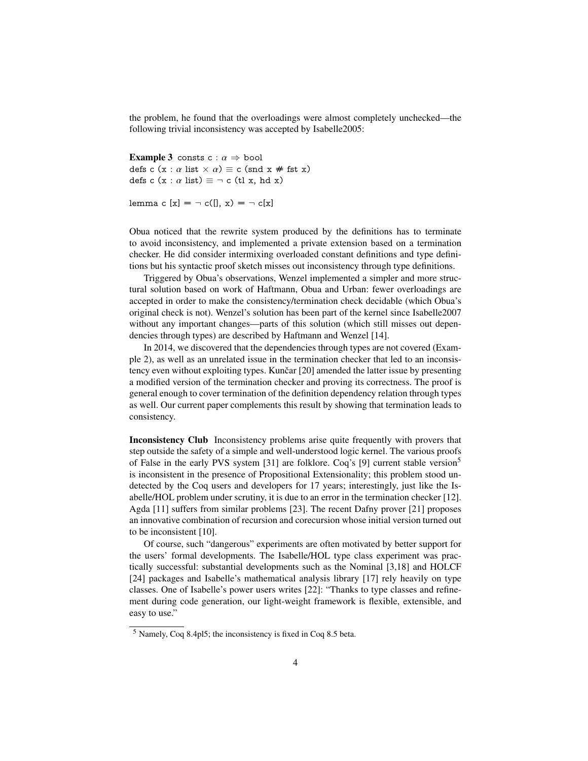the problem, he found that the overloadings were almost completely unchecked—the following trivial inconsistency was accepted by Isabelle2005:

**Example 3** consts c : $\alpha \Rightarrow$ bool
defs c (x : $\alpha$ list $\times$ $\alpha$) $\equiv$ c (snd x $\neq$ fst x)
defs c (x : $\alpha$ list) $\equiv$ $\neg$ c (tl x, hd x)

lemma c [x] = $\neg$ c([], x) = $\neg$ c[x]

Obua noticed that the rewrite system produced by the definitions has to terminate to avoid inconsistency, and implemented a private extension based on a termination checker. He did consider intermixing overloaded constant definitions and type definitions but his syntactic proof sketch misses out inconsistency through type definitions.

Triggered by Obua's observations, Wenzel implemented a simpler and more structural solution based on work of Haftmann, Obua and Urban: fewer overloadings are accepted in order to make the consistency/termination check decidable (which Obua's original check is not). Wenzel's solution has been part of the kernel since Isabelle2007 without any important changes—parts of this solution (which still misses out dependencies through types) are described by Haftmann and Wenzel [14].

In 2014, we discovered that the dependencies through types are not covered (Example 2), as well as an unrelated issue in the termination checker that led to an inconsistency even without exploiting types. Kunčar [20] amended the latter issue by presenting a modified version of the termination checker and proving its correctness. The proof is general enough to cover termination of the definition dependency relation through types as well. Our current paper complements this result by showing that termination leads to consistency.

**Inconsistency Club** Inconsistency problems arise quite frequently with provers that step outside the safety of a simple and well-understood logic kernel. The various proofs of False in the early PVS system [31] are folklore. Coq's [9] current stable version[5] is inconsistent in the presence of Propositional Extensionality; this problem stood undetected by the Coq users and developers for 17 years; interestingly, just like the Isabelle/HOL problem under scrutiny, it is due to an error in the termination checker [12]. Agda [11] suffers from similar problems [23]. The recent Dafny prover [21] proposes an innovative combination of recursion and corecursion whose initial version turned out to be inconsistent [10].

Of course, such "dangerous" experiments are often motivated by better support for the users' formal developments. The Isabelle/HOL type class experiment was practically successful: substantial developments such as the Nominal [3,18] and HOLCF [24] packages and Isabelle's mathematical analysis library [17] rely heavily on type classes. One of Isabelle's power users writes [22]: "Thanks to type classes and refinement during code generation, our light-weight framework is flexible, extensible, and easy to use."

[5] Namely, Coq 8.4pl5; the inconsistency is fixed in Coq 8.5 beta.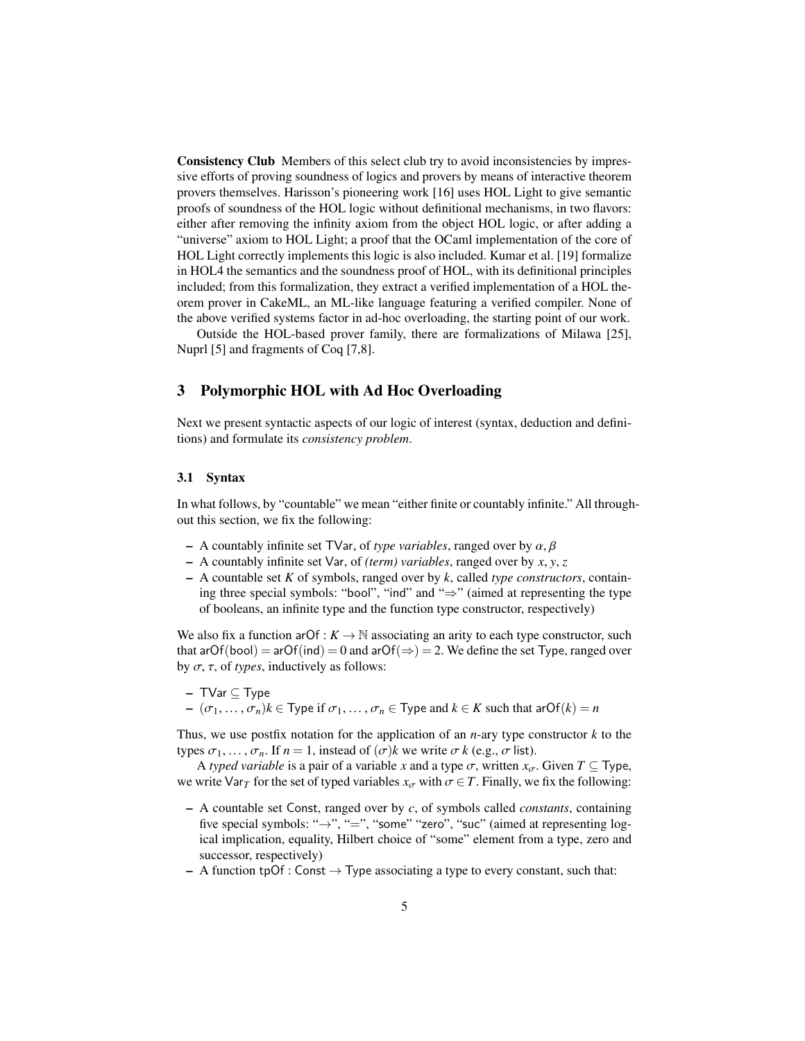**Consistency Club** Members of this select club try to avoid inconsistencies by impressive efforts of proving soundness of logics and provers by means of interactive theorem provers themselves. Harisson's pioneering work [16] uses HOL Light to give semantic proofs of soundness of the HOL logic without definitional mechanisms, in two flavors: either after removing the infinity axiom from the object HOL logic, or after adding a "universe" axiom to HOL Light; a proof that the OCaml implementation of the core of HOL Light correctly implements this logic is also included. Kumar et al. [19] formalize in HOL4 the semantics and the soundness proof of HOL, with its definitional principles included; from this formalization, they extract a verified implementation of a HOL theorem prover in CakeML, an ML-like language featuring a verified compiler. None of the above verified systems factor in ad-hoc overloading, the starting point of our work.

Outside the HOL-based prover family, there are formalizations of Milawa [25], Nuprl [5] and fragments of Coq [7,8].

## 3 Polymorphic HOL with Ad Hoc Overloading

Next we present syntactic aspects of our logic of interest (syntax, deduction and definitions) and formulate its *consistency problem*.

### 3.1 Syntax

In what follows, by "countable" we mean "either finite or countably infinite." All throughout this section, we fix the following:

- A countably infinite set $\mathsf{TVar}$, of *type variables*, ranged over by $\alpha, \beta$
- A countably infinite set $\mathsf{Var}$, of *(term) variables*, ranged over by $x, y, z$
- A countable set $K$ of symbols, ranged over by $k$, called *type constructors*, containing three special symbols: "bool", "ind" and "$\Rightarrow$" (aimed at representing the type of booleans, an infinite type and the function type constructor, respectively)

We also fix a function $\mathsf{arOf} : K \to \mathbb{N}$ associating an arity to each type constructor, such that $\mathsf{arOf}(\mathsf{bool}) = \mathsf{arOf}(\mathsf{ind}) = 0$ and $\mathsf{arOf}(\Rightarrow) = 2$. We define the set $\mathsf{Type}$, ranged over by $\sigma$, $\tau$, of *types*, inductively as follows:

- $\mathsf{TVar} \subseteq \mathsf{Type}$
- $(\sigma_1, \ldots, \sigma_n)k \in \mathsf{Type}$ if $\sigma_1, \ldots, \sigma_n \in \mathsf{Type}$ and $k \in K$ such that $\mathsf{arOf}(k) = n$

Thus, we use postfix notation for the application of an $n$-ary type constructor $k$ to the types $\sigma_1, \ldots, \sigma_n$. If $n = 1$, instead of $(\sigma)k$ we write $\sigma\ k$ (e.g., $\sigma$ list).

A *typed variable* is a pair of a variable $x$ and a type $\sigma$, written $x_\sigma$. Given $T \subseteq \mathsf{Type}$, we write $\mathsf{Var}_T$ for the set of typed variables $x_\sigma$ with $\sigma \in T$. Finally, we fix the following:

- A countable set $\mathsf{Const}$, ranged over by $c$, of symbols called *constants*, containing five special symbols: "$\to$", "$=$", "some" "zero", "suc" (aimed at representing logical implication, equality, Hilbert choice of "some" element from a type, zero and successor, respectively)
- A function $\mathsf{tpOf} : \mathsf{Const} \to \mathsf{Type}$ associating a type to every constant, such that: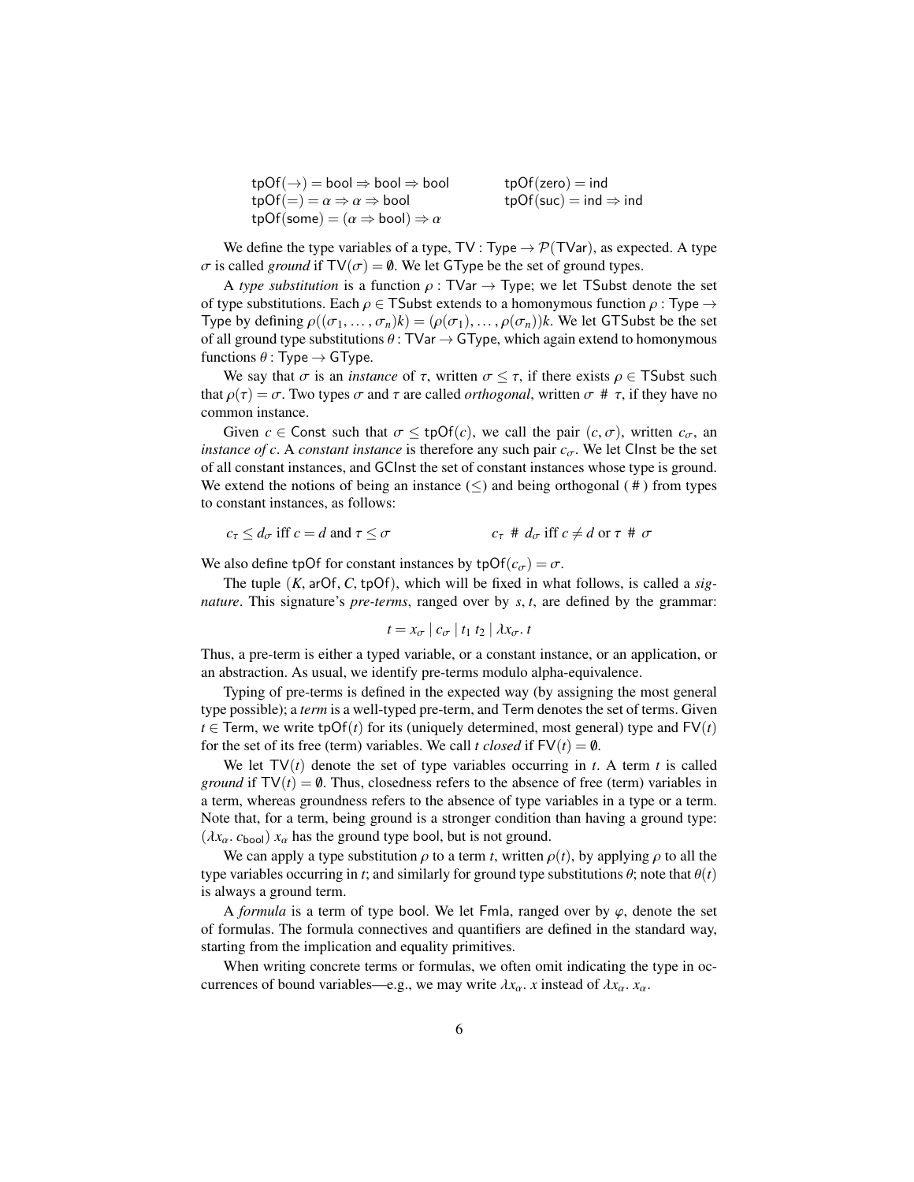$$\mathsf{tpOf}(\to) = \mathsf{bool} \Rightarrow \mathsf{bool} \Rightarrow \mathsf{bool} \qquad \mathsf{tpOf}(\mathsf{zero}) = \mathsf{ind}$$
$$\mathsf{tpOf}(=) = \alpha \Rightarrow \alpha \Rightarrow \mathsf{bool} \qquad \mathsf{tpOf}(\mathsf{suc}) = \mathsf{ind} \Rightarrow \mathsf{ind}$$
$$\mathsf{tpOf}(\mathsf{some}) = (\alpha \Rightarrow \mathsf{bool}) \Rightarrow \alpha$$

We define the type variables of a type, $\mathsf{TV} : \mathsf{Type} \to \mathcal{P}(\mathsf{TVar})$, as expected. A type $\sigma$ is called *ground* if $\mathsf{TV}(\sigma) = \emptyset$. We let $\mathsf{GType}$ be the set of ground types.

A *type substitution* is a function $\rho : \mathsf{TVar} \to \mathsf{Type}$; we let $\mathsf{TSubst}$ denote the set of type substitutions. Each $\rho \in \mathsf{TSubst}$ extends to a homonymous function $\rho : \mathsf{Type} \to \mathsf{Type}$ by defining $\rho((\sigma_1, \ldots, \sigma_n)k) = (\rho(\sigma_1), \ldots, \rho(\sigma_n))k$. We let $\mathsf{GTSubst}$ be the set of all ground type substitutions $\theta : \mathsf{TVar} \to \mathsf{GType}$, which again extend to homonymous functions $\theta : \mathsf{Type} \to \mathsf{GType}$.

We say that $\sigma$ is an *instance* of $\tau$, written $\sigma \leq \tau$, if there exists $\rho \in \mathsf{TSubst}$ such that $\rho(\tau) = \sigma$. Two types $\sigma$ and $\tau$ are called *orthogonal*, written $\sigma \;\#\; \tau$, if they have no common instance.

Given $c \in \mathsf{Const}$ such that $\sigma \leq \mathsf{tpOf}(c)$, we call the pair $(c, \sigma)$, written $c_\sigma$, an *instance of* $c$. A *constant instance* is therefore any such pair $c_\sigma$. We let $\mathsf{CInst}$ be the set of all constant instances, and $\mathsf{GCInst}$ the set of constant instances whose type is ground. We extend the notions of being an instance ($\leq$) and being orthogonal ($\#$) from types to constant instances, as follows:

$$c_\tau \leq d_\sigma \text{ iff } c = d \text{ and } \tau \leq \sigma \qquad\qquad c_\tau \;\#\; d_\sigma \text{ iff } c \neq d \text{ or } \tau \;\#\; \sigma$$

We also define $\mathsf{tpOf}$ for constant instances by $\mathsf{tpOf}(c_\sigma) = \sigma$.

The tuple $(K, \mathsf{arOf}, C, \mathsf{tpOf})$, which will be fixed in what follows, is called a *signature*. This signature's *pre-terms*, ranged over by $s, t$, are defined by the grammar:

$$t = x_\sigma \mid c_\sigma \mid t_1\; t_2 \mid \lambda x_\sigma.\; t$$

Thus, a pre-term is either a typed variable, or a constant instance, or an application, or an abstraction. As usual, we identify pre-terms modulo alpha-equivalence.

Typing of pre-terms is defined in the expected way (by assigning the most general type possible); a *term* is a well-typed pre-term, and $\mathsf{Term}$ denotes the set of terms. Given $t \in \mathsf{Term}$, we write $\mathsf{tpOf}(t)$ for its (uniquely determined, most general) type and $\mathsf{FV}(t)$ for the set of its free (term) variables. We call $t$ *closed* if $\mathsf{FV}(t) = \emptyset$.

We let $\mathsf{TV}(t)$ denote the set of type variables occurring in $t$. A term $t$ is called *ground* if $\mathsf{TV}(t) = \emptyset$. Thus, closedness refers to the absence of free (term) variables in a term, whereas groundness refers to the absence of type variables in a type or a term. Note that, for a term, being ground is a stronger condition than having a ground type: $(\lambda x_\alpha.\; c_{\mathsf{bool}})\; x_\alpha$ has the ground type $\mathsf{bool}$, but is not ground.

We can apply a type substitution $\rho$ to a term $t$, written $\rho(t)$, by applying $\rho$ to all the type variables occurring in $t$; and similarly for ground type substitutions $\theta$; note that $\theta(t)$ is always a ground term.

A *formula* is a term of type $\mathsf{bool}$. We let $\mathsf{Fmla}$, ranged over by $\varphi$, denote the set of formulas. The formula connectives and quantifiers are defined in the standard way, starting from the implication and equality primitives.

When writing concrete terms or formulas, we often omit indicating the type in occurrences of bound variables—e.g., we may write $\lambda x_\alpha.\; x$ instead of $\lambda x_\alpha.\; x_\alpha$.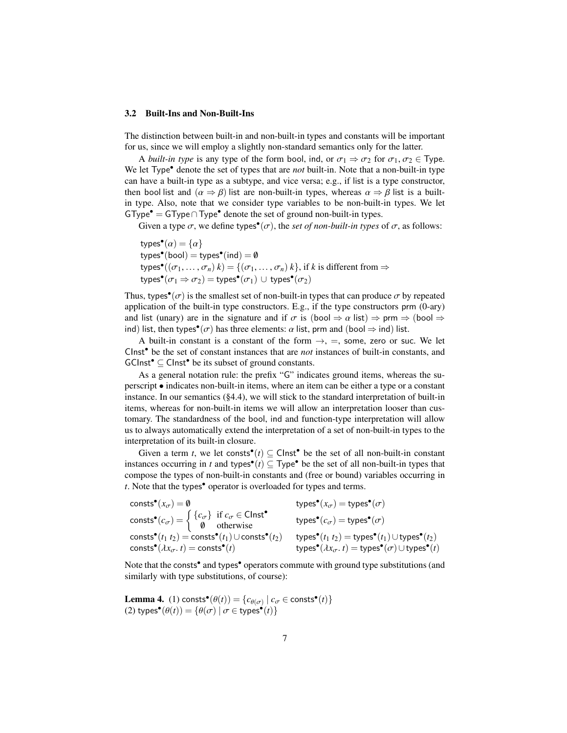### 3.2 Built-Ins and Non-Built-Ins

The distinction between built-in and non-built-in types and constants will be important for us, since we will employ a slightly non-standard semantics only for the latter.

A *built-in type* is any type of the form $\mathsf{bool}$, $\mathsf{ind}$, or $\sigma_1 \Rightarrow \sigma_2$ for $\sigma_1, \sigma_2 \in \mathsf{Type}$. We let $\mathsf{Type}^\bullet$ denote the set of types that are *not* built-in. Note that a non-built-in type can have a built-in type as a subtype, and vice versa; e.g., if $\mathsf{list}$ is a type constructor, then $\mathsf{bool}\ \mathsf{list}$ and $(\alpha \Rightarrow \beta)\ \mathsf{list}$ are non-built-in types, whereas $\alpha \Rightarrow \beta\ \mathsf{list}$ is a built-in type. Also, note that we consider type variables to be non-built-in types. We let $\mathsf{GType}^\bullet = \mathsf{GType} \cap \mathsf{Type}^\bullet$ denote the set of ground non-built-in types.

Given a type $\sigma$, we define $\mathsf{types}^\bullet(\sigma)$, the *set of non-built-in types* of $\sigma$, as follows:

$$\mathsf{types}^\bullet(\alpha) = \{\alpha\}$$
$$\mathsf{types}^\bullet(\mathsf{bool}) = \mathsf{types}^\bullet(\mathsf{ind}) = \emptyset$$
$$\mathsf{types}^\bullet((\sigma_1, \ldots, \sigma_n)\ k) = \{(\sigma_1, \ldots, \sigma_n)\ k\}, \text{ if } k \text{ is different from } \Rightarrow$$
$$\mathsf{types}^\bullet(\sigma_1 \Rightarrow \sigma_2) = \mathsf{types}^\bullet(\sigma_1) \cup \mathsf{types}^\bullet(\sigma_2)$$

Thus, $\mathsf{types}^\bullet(\sigma)$ is the smallest set of non-built-in types that can produce $\sigma$ by repeated application of the built-in type constructors. E.g., if the type constructors $\mathsf{prm}$ (0-ary) and $\mathsf{list}$ (unary) are in the signature and if $\sigma$ is $(\mathsf{bool} \Rightarrow \alpha\ \mathsf{list}) \Rightarrow \mathsf{prm} \Rightarrow (\mathsf{bool} \Rightarrow \mathsf{ind})\ \mathsf{list}$, then $\mathsf{types}^\bullet(\sigma)$ has three elements: $\alpha\ \mathsf{list}$, $\mathsf{prm}$ and $(\mathsf{bool} \Rightarrow \mathsf{ind})\ \mathsf{list}$.

A built-in constant is a constant of the form $\rightarrow$, $=$, $\mathsf{some}$, $\mathsf{zero}$ or $\mathsf{suc}$. We let $\mathsf{CInst}^\bullet$ be the set of constant instances that are *not* instances of built-in constants, and $\mathsf{GCInst}^\bullet \subseteq \mathsf{CInst}^\bullet$ be its subset of ground constants.

As a general notation rule: the prefix "G" indicates ground items, whereas the superscript $\bullet$ indicates non-built-in items, where an item can be either a type or a constant instance. In our semantics (§4.4), we will stick to the standard interpretation of built-in items, whereas for non-built-in items we will allow an interpretation looser than customary. The standardness of the bool, ind and function-type interpretation will allow us to always automatically extend the interpretation of a set of non-built-in types to the interpretation of its built-in closure.

Given a term $t$, we let $\mathsf{consts}^\bullet(t) \subseteq \mathsf{CInst}^\bullet$ be the set of all non-built-in constant instances occurring in $t$ and $\mathsf{types}^\bullet(t) \subseteq \mathsf{Type}^\bullet$ be the set of all non-built-in types that compose the types of non-built-in constants and (free or bound) variables occurring in $t$. Note that the $\mathsf{types}^\bullet$ operator is overloaded for types and terms.

$$\mathsf{consts}^\bullet(x_\sigma) = \emptyset \qquad \mathsf{types}^\bullet(x_\sigma) = \mathsf{types}^\bullet(\sigma)$$
$$\mathsf{consts}^\bullet(c_\sigma) = \begin{cases} \{c_\sigma\} & \text{if } c_\sigma \in \mathsf{CInst}^\bullet \\ \emptyset & \text{otherwise} \end{cases} \qquad \mathsf{types}^\bullet(c_\sigma) = \mathsf{types}^\bullet(\sigma)$$
$$\mathsf{consts}^\bullet(t_1\ t_2) = \mathsf{consts}^\bullet(t_1) \cup \mathsf{consts}^\bullet(t_2) \qquad \mathsf{types}^\bullet(t_1\ t_2) = \mathsf{types}^\bullet(t_1) \cup \mathsf{types}^\bullet(t_2)$$
$$\mathsf{consts}^\bullet(\lambda x_\sigma.\ t) = \mathsf{consts}^\bullet(t) \qquad \mathsf{types}^\bullet(\lambda x_\sigma.\ t) = \mathsf{types}^\bullet(\sigma) \cup \mathsf{types}^\bullet(t)$$

Note that the $\mathsf{consts}^\bullet$ and $\mathsf{types}^\bullet$ operators commute with ground type substitutions (and similarly with type substitutions, of course):

**Lemma 4.** (1) $\mathsf{consts}^\bullet(\theta(t)) = \{c_{\theta(\sigma)} \mid c_\sigma \in \mathsf{consts}^\bullet(t)\}$
(2) $\mathsf{types}^\bullet(\theta(t)) = \{\theta(\sigma) \mid \sigma \in \mathsf{types}^\bullet(t)\}$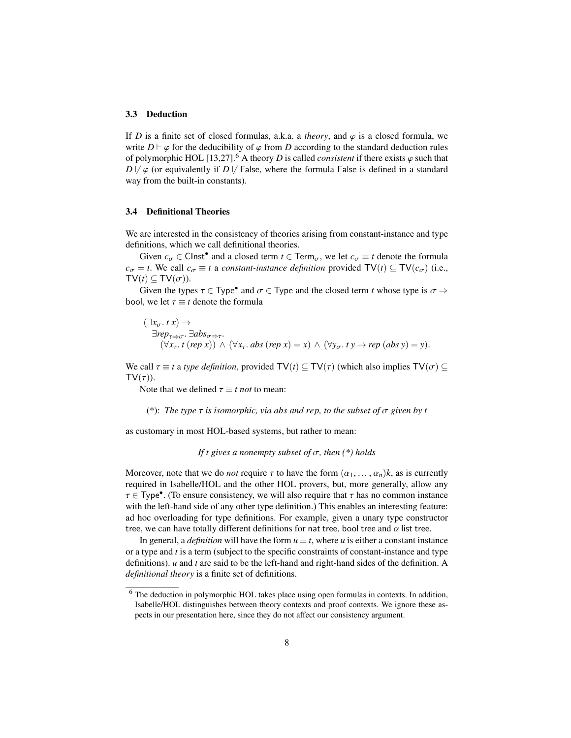### 3.3 Deduction

If $D$ is a finite set of closed formulas, a.k.a. a *theory*, and $\varphi$ is a closed formula, we write $D \vdash \varphi$ for the deducibility of $\varphi$ from $D$ according to the standard deduction rules of polymorphic HOL [13,27].[6] A theory $D$ is called *consistent* if there exists $\varphi$ such that $D \nvdash \varphi$ (or equivalently if $D \nvdash \mathsf{False}$, where the formula $\mathsf{False}$ is defined in a standard way from the built-in constants).

### 3.4 Definitional Theories

We are interested in the consistency of theories arising from constant-instance and type definitions, which we call definitional theories.

Given $c_\sigma \in \mathsf{CInst}^\bullet$ and a closed term $t \in \mathsf{Term}_\sigma$, we let $c_\sigma \equiv t$ denote the formula $c_\sigma = t$. We call $c_\sigma \equiv t$ a *constant-instance definition* provided $\mathsf{TV}(t) \subseteq \mathsf{TV}(c_\sigma)$ (i.e., $\mathsf{TV}(t) \subseteq \mathsf{TV}(\sigma)$).

Given the types $\tau \in \mathsf{Type}^\bullet$ and $\sigma \in \mathsf{Type}$ and the closed term $t$ whose type is $\sigma \Rightarrow \mathsf{bool}$, we let $\tau \equiv t$ denote the formula

$$
\begin{array}{l}
(\exists x_\sigma.\ t\ x) \rightarrow \\
\quad \exists rep_{\tau \Rightarrow \sigma}.\ \exists abs_{\sigma \Rightarrow \tau}. \\
\qquad (\forall x_\tau.\ t\ (rep\ x)) \wedge (\forall x_\tau.\ abs\ (rep\ x) = x) \wedge (\forall y_\sigma.\ t\ y \rightarrow rep\ (abs\ y) = y).
\end{array}
$$

We call $\tau \equiv t$ a *type definition*, provided $\mathsf{TV}(t) \subseteq \mathsf{TV}(\tau)$ (which also implies $\mathsf{TV}(\sigma) \subseteq \mathsf{TV}(\tau)$).

Note that we defined $\tau \equiv t$ *not* to mean:

(*): *The type $\tau$ is isomorphic, via abs and rep, to the subset of $\sigma$ given by $t$*

as customary in most HOL-based systems, but rather to mean:

*If $t$ gives a nonempty subset of $\sigma$, then (*) holds*

Moreover, note that we do *not* require $\tau$ to have the form $(\alpha_1, \ldots, \alpha_n)k$, as is currently required in Isabelle/HOL and the other HOL provers, but, more generally, allow any $\tau \in \mathsf{Type}^\bullet$. (To ensure consistency, we will also require that $\tau$ has no common instance with the left-hand side of any other type definition.) This enables an interesting feature: ad hoc overloading for type definitions. For example, given a unary type constructor tree, we can have totally different definitions for nat tree, bool tree and $\alpha$ list tree.

In general, a *definition* will have the form $u \equiv t$, where $u$ is either a constant instance or a type and $t$ is a term (subject to the specific constraints of constant-instance and type definitions). $u$ and $t$ are said to be the left-hand and right-hand sides of the definition. A *definitional theory* is a finite set of definitions.

[6] The deduction in polymorphic HOL takes place using open formulas in contexts. In addition, Isabelle/HOL distinguishes between theory contexts and proof contexts. We ignore these aspects in our presentation here, since they do not affect our consistency argument.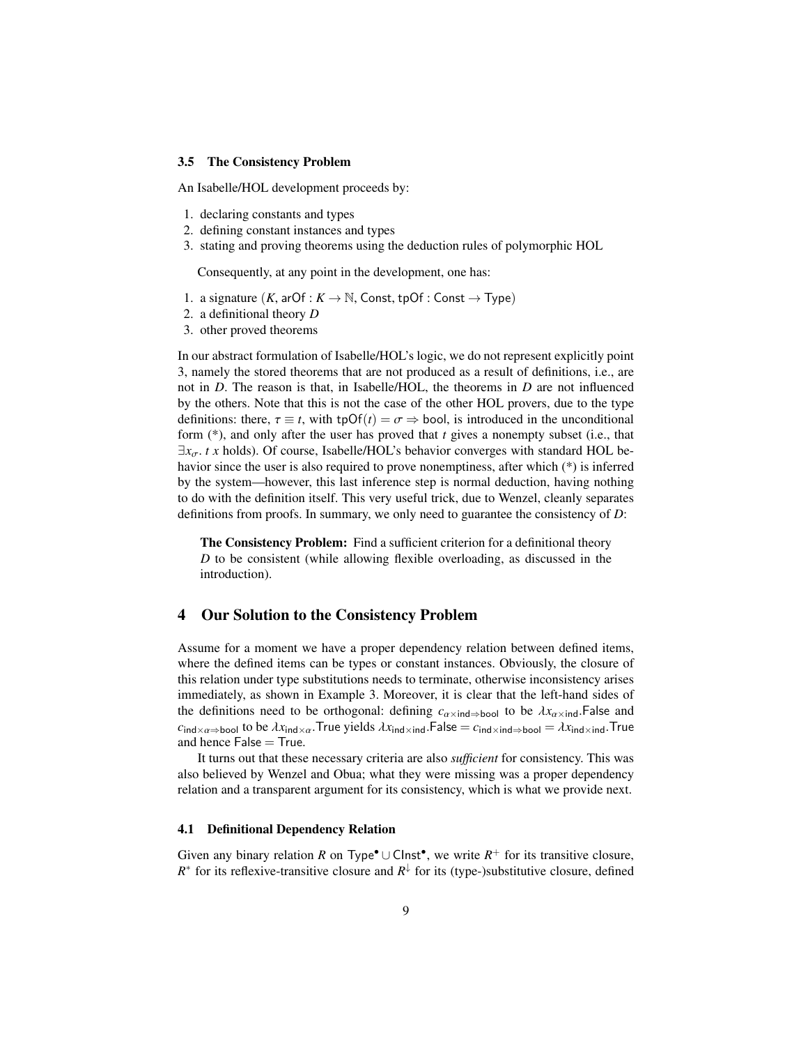### 3.5 The Consistency Problem

An Isabelle/HOL development proceeds by:

1. declaring constants and types
2. defining constant instances and types
3. stating and proving theorems using the deduction rules of polymorphic HOL

Consequently, at any point in the development, one has:

1. a signature ($K$, $\mathsf{arOf} : K \to \mathbb{N}$, $\mathsf{Const}$, $\mathsf{tpOf} : \mathsf{Const} \to \mathsf{Type}$)
2. a definitional theory $D$
3. other proved theorems

In our abstract formulation of Isabelle/HOL's logic, we do not represent explicitly point 3, namely the stored theorems that are not produced as a result of definitions, i.e., are not in $D$. The reason is that, in Isabelle/HOL, the theorems in $D$ are not influenced by the others. Note that this is not the case of the other HOL provers, due to the type definitions: there, $\tau \equiv t$, with $\mathsf{tpOf}(t) = \sigma \Rightarrow \mathsf{bool}$, is introduced in the unconditional form (*), and only after the user has proved that $t$ gives a nonempty subset (i.e., that $\exists x_\sigma.\ t\ x$ holds). Of course, Isabelle/HOL's behavior converges with standard HOL behavior since the user is also required to prove nonemptiness, after which (*) is inferred by the system—however, this last inference step is normal deduction, having nothing to do with the definition itself. This very useful trick, due to Wenzel, cleanly separates definitions from proofs. In summary, we only need to guarantee the consistency of $D$:

> **The Consistency Problem:** Find a sufficient criterion for a definitional theory $D$ to be consistent (while allowing flexible overloading, as discussed in the introduction).

## 4 Our Solution to the Consistency Problem

Assume for a moment we have a proper dependency relation between defined items, where the defined items can be types or constant instances. Obviously, the closure of this relation under type substitutions needs to terminate, otherwise inconsistency arises immediately, as shown in Example 3. Moreover, it is clear that the left-hand sides of the definitions need to be orthogonal: defining $c_{\alpha\times\mathsf{ind}\Rightarrow\mathsf{bool}}$ to be $\lambda x_{\alpha\times\mathsf{ind}}.\mathsf{False}$ and $c_{\mathsf{ind}\times\alpha\Rightarrow\mathsf{bool}}$ to be $\lambda x_{\mathsf{ind}\times\alpha}.\mathsf{True}$ yields $\lambda x_{\mathsf{ind}\times\mathsf{ind}}.\mathsf{False} = c_{\mathsf{ind}\times\mathsf{ind}\Rightarrow\mathsf{bool}} = \lambda x_{\mathsf{ind}\times\mathsf{ind}}.\mathsf{True}$ and hence $\mathsf{False} = \mathsf{True}$.

It turns out that these necessary criteria are also *sufficient* for consistency. This was also believed by Wenzel and Obua; what they were missing was a proper dependency relation and a transparent argument for its consistency, which is what we provide next.

### 4.1 Definitional Dependency Relation

Given any binary relation $R$ on $\mathsf{Type}^\bullet \cup \mathsf{CInst}^\bullet$, we write $R^+$ for its transitive closure, $R^*$ for its reflexive-transitive closure and $R^\downarrow$ for its (type-)substitutive closure, defined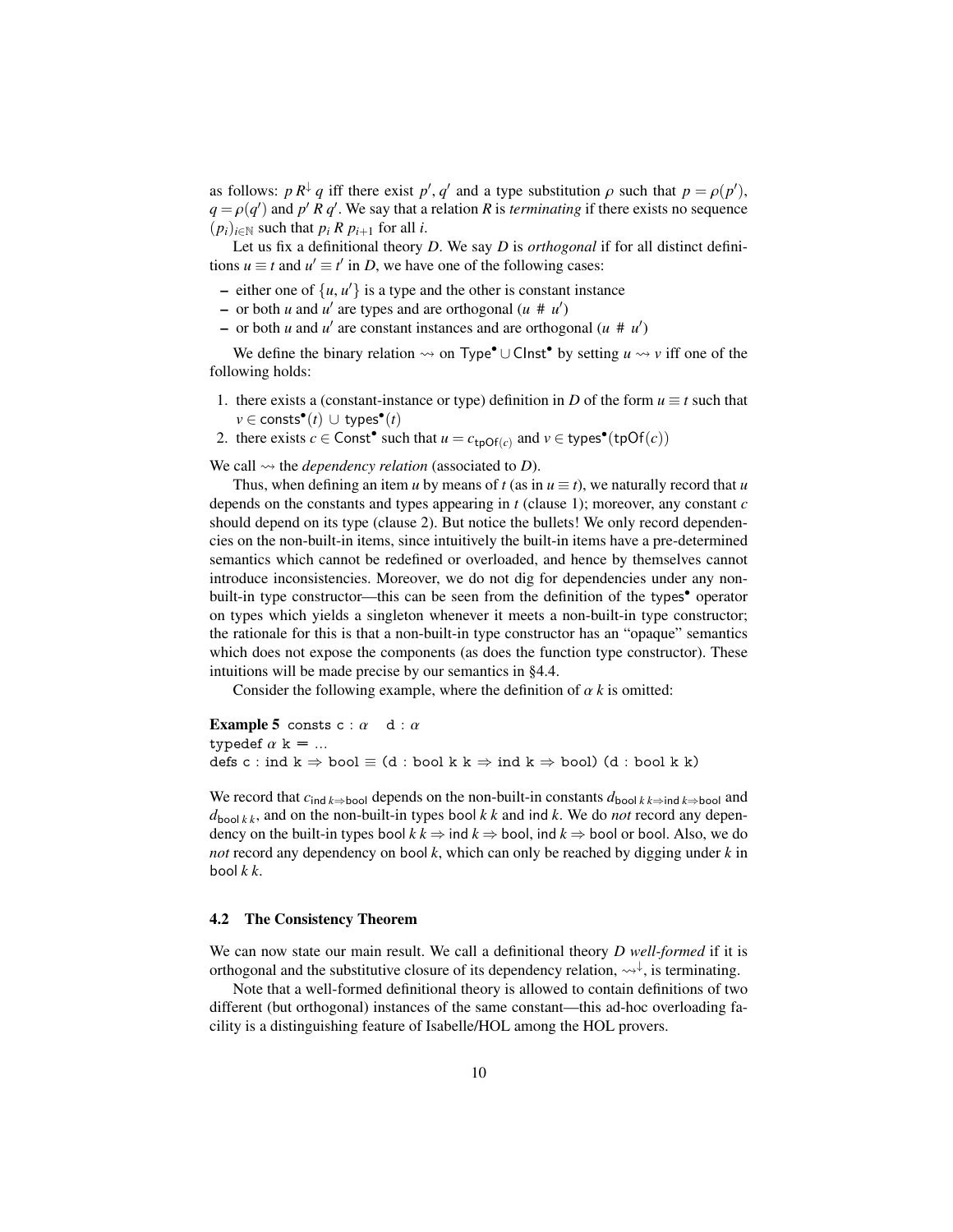as follows: $p\,R^{\downarrow}\,q$ iff there exist $p', q'$ and a type substitution $\rho$ such that $p = \rho(p')$, $q = \rho(q')$ and $p'\,R\,q'$. We say that a relation $R$ is *terminating* if there exists no sequence $(p_i)_{i\in\mathbb{N}}$ such that $p_i\,R\,p_{i+1}$ for all $i$.

Let us fix a definitional theory $D$. We say $D$ is *orthogonal* if for all distinct definitions $u \equiv t$ and $u' \equiv t'$ in $D$, we have one of the following cases:

- either one of $\{u, u'\}$ is a type and the other is constant instance
- or both $u$ and $u'$ are types and are orthogonal ($u \;\#\; u'$)
- or both $u$ and $u'$ are constant instances and are orthogonal ($u \;\#\; u'$)

We define the binary relation $\rightsquigarrow$ on $\mathsf{Type}^\bullet \cup \mathsf{CInst}^\bullet$ by setting $u \rightsquigarrow v$ iff one of the following holds:

1. there exists a (constant-instance or type) definition in $D$ of the form $u \equiv t$ such that $v \in \mathsf{consts}^\bullet(t) \cup \mathsf{types}^\bullet(t)$
2. there exists $c \in \mathsf{Const}^\bullet$ such that $u = c_{\mathsf{tpOf}(c)}$ and $v \in \mathsf{types}^\bullet(\mathsf{tpOf}(c))$

We call $\rightsquigarrow$ the *dependency relation* (associated to $D$).

Thus, when defining an item $u$ by means of $t$ (as in $u \equiv t$), we naturally record that $u$ depends on the constants and types appearing in $t$ (clause 1); moreover, any constant $c$ should depend on its type (clause 2). But notice the bullets! We only record dependencies on the non-built-in items, since intuitively the built-in items have a pre-determined semantics which cannot be redefined or overloaded, and hence by themselves cannot introduce inconsistencies. Moreover, we do not dig for dependencies under any non-built-in type constructor—this can be seen from the definition of the $\mathsf{types}^\bullet$ operator on types which yields a singleton whenever it meets a non-built-in type constructor; the rationale for this is that a non-built-in type constructor has an "opaque" semantics which does not expose the components (as does the function type constructor). These intuitions will be made precise by our semantics in §4.4.

Consider the following example, where the definition of $\alpha\ k$ is omitted:

**Example 5** `consts c : α   d : α`
```
typedef α k = ...
defs c : ind k ⇒ bool ≡ (d : bool k k ⇒ ind k ⇒ bool) (d : bool k k)
```

We record that $c_{\mathsf{ind}\ k \Rightarrow \mathsf{bool}}$ depends on the non-built-in constants $d_{\mathsf{bool}\ k\ k \Rightarrow \mathsf{ind}\ k \Rightarrow \mathsf{bool}}$ and $d_{\mathsf{bool}\ k\ k}$, and on the non-built-in types $\mathsf{bool}\ k\ k$ and $\mathsf{ind}\ k$. We do *not* record any dependency on the built-in types $\mathsf{bool}\ k\ k \Rightarrow \mathsf{ind}\ k \Rightarrow \mathsf{bool}$, $\mathsf{ind}\ k \Rightarrow \mathsf{bool}$ or $\mathsf{bool}$. Also, we do *not* record any dependency on $\mathsf{bool}\ k$, which can only be reached by digging under $k$ in $\mathsf{bool}\ k\ k$.

### 4.2 The Consistency Theorem

We can now state our main result. We call a definitional theory $D$ *well-formed* if it is orthogonal and the substitutive closure of its dependency relation, $\rightsquigarrow^{\downarrow}$, is terminating.

Note that a well-formed definitional theory is allowed to contain definitions of two different (but orthogonal) instances of the same constant—this ad-hoc overloading facility is a distinguishing feature of Isabelle/HOL among the HOL provers.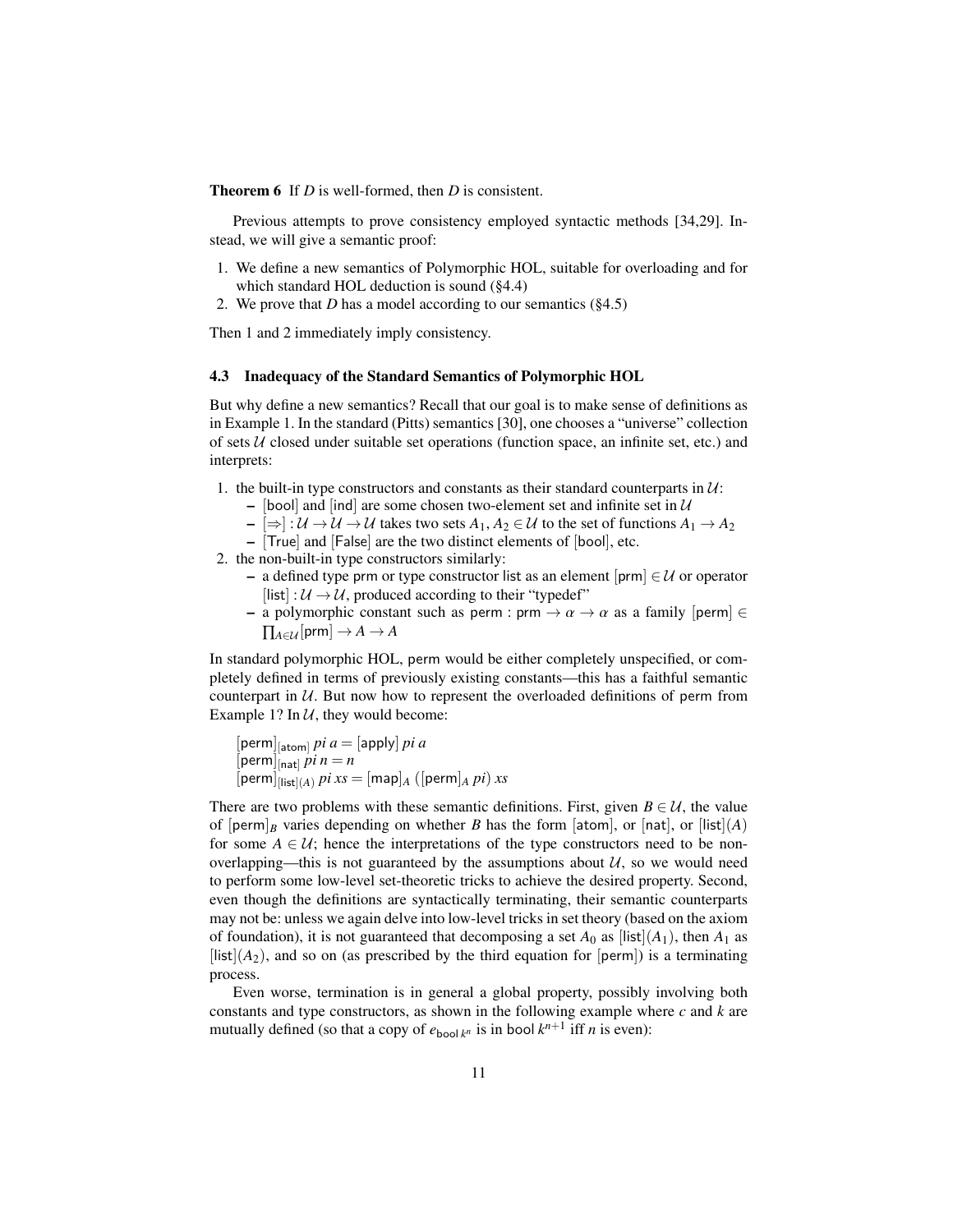**Theorem 6** If $D$ is well-formed, then $D$ is consistent.

Previous attempts to prove consistency employed syntactic methods [34,29]. Instead, we will give a semantic proof:

1. We define a new semantics of Polymorphic HOL, suitable for overloading and for which standard HOL deduction is sound (§4.4)
2. We prove that $D$ has a model according to our semantics (§4.5)

Then 1 and 2 immediately imply consistency.

### 4.3 Inadequacy of the Standard Semantics of Polymorphic HOL

But why define a new semantics? Recall that our goal is to make sense of definitions as in Example 1. In the standard (Pitts) semantics [30], one chooses a "universe" collection of sets $\mathcal{U}$ closed under suitable set operations (function space, an infinite set, etc.) and interprets:

1. the built-in type constructors and constants as their standard counterparts in $\mathcal{U}$:
   - $[\mathsf{bool}]$ and $[\mathsf{ind}]$ are some chosen two-element set and infinite set in $\mathcal{U}$
   - $[\Rightarrow] : \mathcal{U} \to \mathcal{U} \to \mathcal{U}$ takes two sets $A_1, A_2 \in \mathcal{U}$ to the set of functions $A_1 \to A_2$
   - $[\mathsf{True}]$ and $[\mathsf{False}]$ are the two distinct elements of $[\mathsf{bool}]$, etc.
2. the non-built-in type constructors similarly:
   - a defined type $\mathsf{prm}$ or type constructor $\mathsf{list}$ as an element $[\mathsf{prm}] \in \mathcal{U}$ or operator $[\mathsf{list}] : \mathcal{U} \to \mathcal{U}$, produced according to their "typedef"
   - a polymorphic constant such as $\mathsf{perm} : \mathsf{prm} \to \alpha \to \alpha$ as a family $[\mathsf{perm}] \in \prod_{A \in \mathcal{U}} [\mathsf{prm}] \to A \to A$

In standard polymorphic HOL, $\mathsf{perm}$ would be either completely unspecified, or completely defined in terms of previously existing constants—this has a faithful semantic counterpart in $\mathcal{U}$. But now how to represent the overloaded definitions of $\mathsf{perm}$ from Example 1? In $\mathcal{U}$, they would become:

$$[\mathsf{perm}]_{[\mathsf{atom}]}\; pi\; a = [\mathsf{apply}]\; pi\; a$$
$$[\mathsf{perm}]_{[\mathsf{nat}]}\; pi\; n = n$$
$$[\mathsf{perm}]_{[\mathsf{list}](A)}\; pi\; xs = [\mathsf{map}]_A\; ([\mathsf{perm}]_A\; pi)\; xs$$

There are two problems with these semantic definitions. First, given $B \in \mathcal{U}$, the value of $[\mathsf{perm}]_B$ varies depending on whether $B$ has the form $[\mathsf{atom}]$, or $[\mathsf{nat}]$, or $[\mathsf{list}](A)$ for some $A \in \mathcal{U}$; hence the interpretations of the type constructors need to be non-overlapping—this is not guaranteed by the assumptions about $\mathcal{U}$, so we would need to perform some low-level set-theoretic tricks to achieve the desired property. Second, even though the definitions are syntactically terminating, their semantic counterparts may not be: unless we again delve into low-level tricks in set theory (based on the axiom of foundation), it is not guaranteed that decomposing a set $A_0$ as $[\mathsf{list}](A_1)$, then $A_1$ as $[\mathsf{list}](A_2)$, and so on (as prescribed by the third equation for $[\mathsf{perm}]$) is a terminating process.

Even worse, termination is in general a global property, possibly involving both constants and type constructors, as shown in the following example where $c$ and $k$ are mutually defined (so that a copy of $e_{\mathsf{bool}\; k^n}$ is in $\mathsf{bool}\; k^{n+1}$ iff $n$ is even):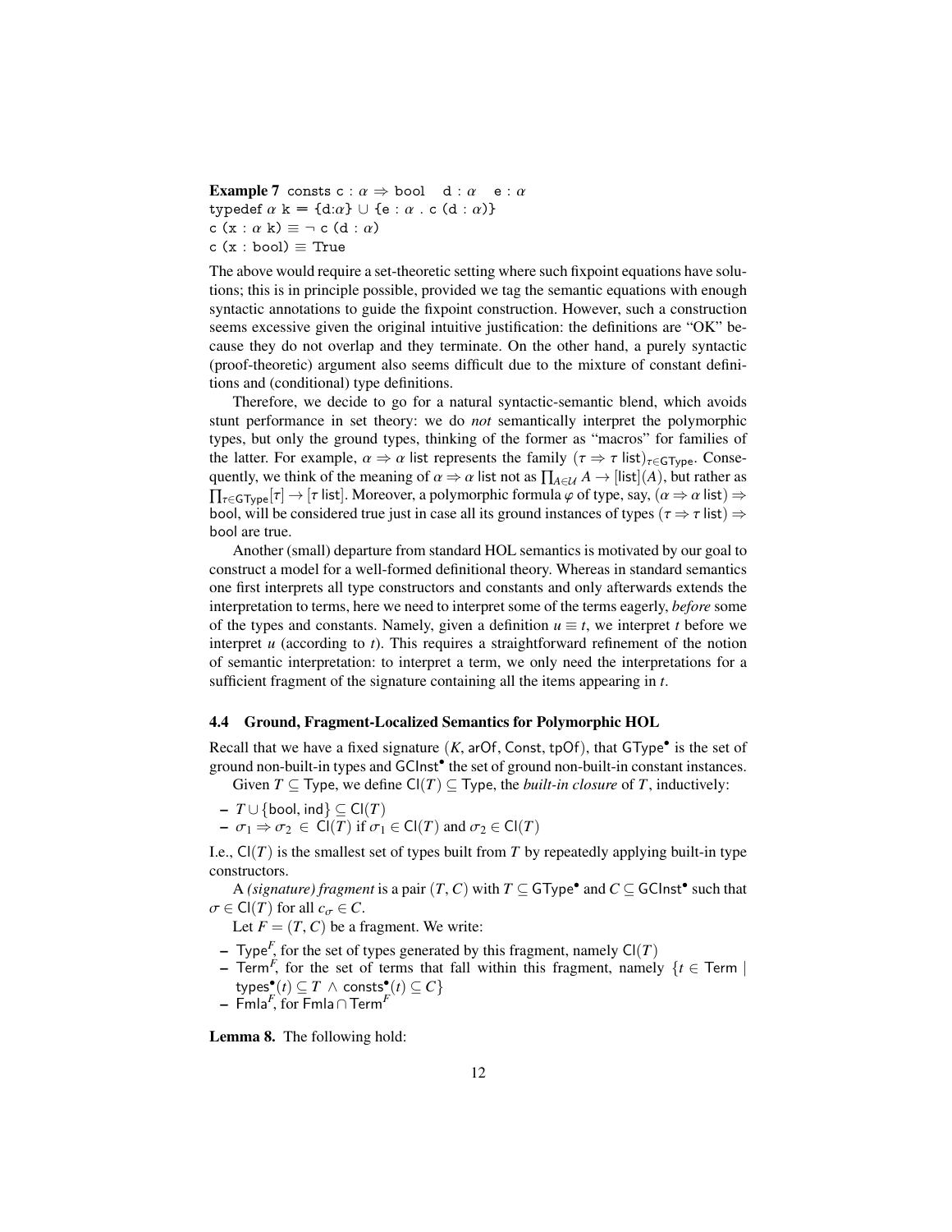**Example 7** consts c : $\alpha \Rightarrow$ bool  d : $\alpha$  e : $\alpha$
typedef $\alpha$ k = {d:$\alpha$} $\cup$ {e : $\alpha$ . c (d : $\alpha$)}
c (x : $\alpha$ k) $\equiv$ ¬ c (d : $\alpha$)
c (x : bool) $\equiv$ True

The above would require a set-theoretic setting where such fixpoint equations have solutions; this is in principle possible, provided we tag the semantic equations with enough syntactic annotations to guide the fixpoint construction. However, such a construction seems excessive given the original intuitive justification: the definitions are "OK" because they do not overlap and they terminate. On the other hand, a purely syntactic (proof-theoretic) argument also seems difficult due to the mixture of constant definitions and (conditional) type definitions.

Therefore, we decide to go for a natural syntactic-semantic blend, which avoids stunt performance in set theory: we do *not* semantically interpret the polymorphic types, but only the ground types, thinking of the former as "macros" for families of the latter. For example, $\alpha \Rightarrow \alpha$ list represents the family $(\tau \Rightarrow \tau\ \mathsf{list})_{\tau \in \mathsf{GType}}$. Consequently, we think of the meaning of $\alpha \Rightarrow \alpha$ list not as $\prod_{A \in \mathcal{U}} A \to [\mathsf{list}](A)$, but rather as $\prod_{\tau \in \mathsf{GType}} [\tau] \to [\tau\ \mathsf{list}]$. Moreover, a polymorphic formula $\varphi$ of type, say, $(\alpha \Rightarrow \alpha\ \mathsf{list}) \Rightarrow$ bool, will be considered true just in case all its ground instances of types $(\tau \Rightarrow \tau\ \mathsf{list}) \Rightarrow$ bool are true.

Another (small) departure from standard HOL semantics is motivated by our goal to construct a model for a well-formed definitional theory. Whereas in standard semantics one first interprets all type constructors and constants and only afterwards extends the interpretation to terms, here we need to interpret some of the terms eagerly, *before* some of the types and constants. Namely, given a definition $u \equiv t$, we interpret $t$ before we interpret $u$ (according to $t$). This requires a straightforward refinement of the notion of semantic interpretation: to interpret a term, we only need the interpretations for a sufficient fragment of the signature containing all the items appearing in $t$.

### 4.4 Ground, Fragment-Localized Semantics for Polymorphic HOL

Recall that we have a fixed signature $(K, \mathsf{arOf}, \mathsf{Const}, \mathsf{tpOf})$, that $\mathsf{GType}^\bullet$ is the set of ground non-built-in types and $\mathsf{GCInst}^\bullet$ the set of ground non-built-in constant instances.

Given $T \subseteq \mathsf{Type}$, we define $\mathsf{Cl}(T) \subseteq \mathsf{Type}$, the *built-in closure* of $T$, inductively:

- $T \cup \{\mathsf{bool}, \mathsf{ind}\} \subseteq \mathsf{Cl}(T)$
- $\sigma_1 \Rightarrow \sigma_2 \in \mathsf{Cl}(T)$ if $\sigma_1 \in \mathsf{Cl}(T)$ and $\sigma_2 \in \mathsf{Cl}(T)$

I.e., $\mathsf{Cl}(T)$ is the smallest set of types built from $T$ by repeatedly applying built-in type constructors.

A *(signature) fragment* is a pair $(T, C)$ with $T \subseteq \mathsf{GType}^\bullet$ and $C \subseteq \mathsf{GCInst}^\bullet$ such that $\sigma \in \mathsf{Cl}(T)$ for all $c_\sigma \in C$.

Let $F = (T, C)$ be a fragment. We write:

- $\mathsf{Type}^F$, for the set of types generated by this fragment, namely $\mathsf{Cl}(T)$
- $\mathsf{Term}^F$, for the set of terms that fall within this fragment, namely $\{t \in \mathsf{Term} \mid \mathsf{types}^\bullet(t) \subseteq T \ \wedge\ \mathsf{consts}^\bullet(t) \subseteq C\}$
- $\mathsf{Fmla}^F$, for $\mathsf{Fmla} \cap \mathsf{Term}^F$

**Lemma 8.** The following hold: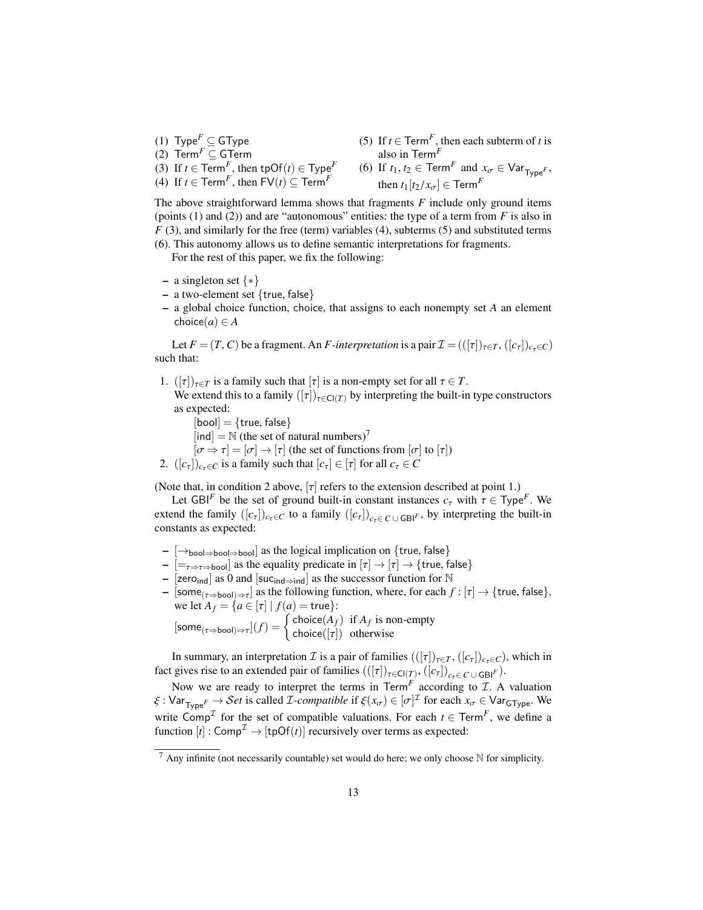(1) $\mathsf{Type}^F \subseteq \mathsf{GType}$
(2) $\mathsf{Term}^F \subseteq \mathsf{GTerm}$
(3) If $t \in \mathsf{Term}^F$, then $\mathsf{tpOf}(t) \in \mathsf{Type}^F$
(4) If $t \in \mathsf{Term}^F$, then $\mathsf{FV}(t) \subseteq \mathsf{Term}^F$
(5) If $t \in \mathsf{Term}^F$, then each subterm of $t$ is also in $\mathsf{Term}^F$
(6) If $t_1, t_2 \in \mathsf{Term}^F$ and $x_\sigma \in \mathsf{Var}_{\mathsf{Type}^F}$, then $t_1[t_2/x_\sigma] \in \mathsf{Term}^F$

The above straightforward lemma shows that fragments $F$ include only ground items (points (1) and (2)) and are "autonomous" entities: the type of a term from $F$ is also in $F$ (3), and similarly for the free (term) variables (4), subterms (5) and substituted terms (6). This autonomy allows us to define semantic interpretations for fragments.

For the rest of this paper, we fix the following:

- a singleton set $\{*\}$
- a two-element set $\{\mathsf{true}, \mathsf{false}\}$
- a global choice function, choice, that assigns to each nonempty set $A$ an element $\mathsf{choice}(a) \in A$

Let $F = (T, C)$ be a fragment. An *$F$-interpretation* is a pair $\mathcal{I} = (([\tau])_{\tau \in T}, ([c_\tau])_{c_\tau \in C})$ such that:

1. $([\tau])_{\tau \in T}$ is a family such that $[\tau]$ is a non-empty set for all $\tau \in T$.
   We extend this to a family $([\tau])_{\tau \in \mathsf{Cl}(T)}$ by interpreting the built-in type constructors as expected:
   $[\mathsf{bool}] = \{\mathsf{true}, \mathsf{false}\}$
   $[\mathsf{ind}] = \mathbb{N}$ (the set of natural numbers)[7]
   $[\sigma \Rightarrow \tau] = [\sigma] \to [\tau]$ (the set of functions from $[\sigma]$ to $[\tau]$)
2. $([c_\tau])_{c_\tau \in C}$ is a family such that $[c_\tau] \in [\tau]$ for all $c_\tau \in C$

(Note that, in condition 2 above, $[\tau]$ refers to the extension described at point 1.)

Let $\mathsf{GBI}^F$ be the set of ground built-in constant instances $c_\tau$ with $\tau \in \mathsf{Type}^F$. We extend the family $([c_\tau])_{c_\tau \in C}$ to a family $([c_\tau])_{c_\tau \in C \,\cup\, \mathsf{GBI}^F}$, by interpreting the built-in constants as expected:

- $[\to_{\mathsf{bool} \Rightarrow \mathsf{bool} \Rightarrow \mathsf{bool}}]$ as the logical implication on $\{\mathsf{true}, \mathsf{false}\}$
- $[=_{\tau \Rightarrow \tau \Rightarrow \mathsf{bool}}]$ as the equality predicate in $[\tau] \to [\tau] \to \{\mathsf{true}, \mathsf{false}\}$
- $[\mathsf{zero}_{\mathsf{ind}}]$ as 0 and $[\mathsf{suc}_{\mathsf{ind} \Rightarrow \mathsf{ind}}]$ as the successor function for $\mathbb{N}$
- $[\mathsf{some}_{(\tau \Rightarrow \mathsf{bool}) \Rightarrow \tau}]$ as the following function, where, for each $f : [\tau] \to \{\mathsf{true}, \mathsf{false}\}$, we let $A_f = \{a \in [\tau] \mid f(a) = \mathsf{true}\}$:
  $[\mathsf{some}_{(\tau \Rightarrow \mathsf{bool}) \Rightarrow \tau}](f) = \begin{cases} \mathsf{choice}(A_f) & \text{if } A_f \text{ is non-empty} \\ \mathsf{choice}([\tau]) & \text{otherwise} \end{cases}$

In summary, an interpretation $\mathcal{I}$ is a pair of families $(([\tau])_{\tau \in T}, ([c_\tau])_{c_\tau \in C})$, which in fact gives rise to an extended pair of families $(([\tau])_{\tau \in \mathsf{Cl}(T)}, ([c_\tau])_{c_\tau \in C \,\cup\, \mathsf{GBI}^F})$.

Now we are ready to interpret the terms in $\mathsf{Term}^F$ according to $\mathcal{I}$. A valuation $\xi : \mathsf{Var}_{\mathsf{Type}^F} \to \mathcal{S}et$ is called *$\mathcal{I}$-compatible* if $\xi(x_\sigma) \in [\sigma]^{\mathcal{I}}$ for each $x_\sigma \in \mathsf{Var}_{\mathsf{GType}}$. We write $\mathsf{Comp}^{\mathcal{I}}$ for the set of compatible valuations. For each $t \in \mathsf{Term}^F$, we define a function $[t] : \mathsf{Comp}^{\mathcal{I}} \to [\mathsf{tpOf}(t)]$ recursively over terms as expected:

[7] Any infinite (not necessarily countable) set would do here; we only choose $\mathbb{N}$ for simplicity.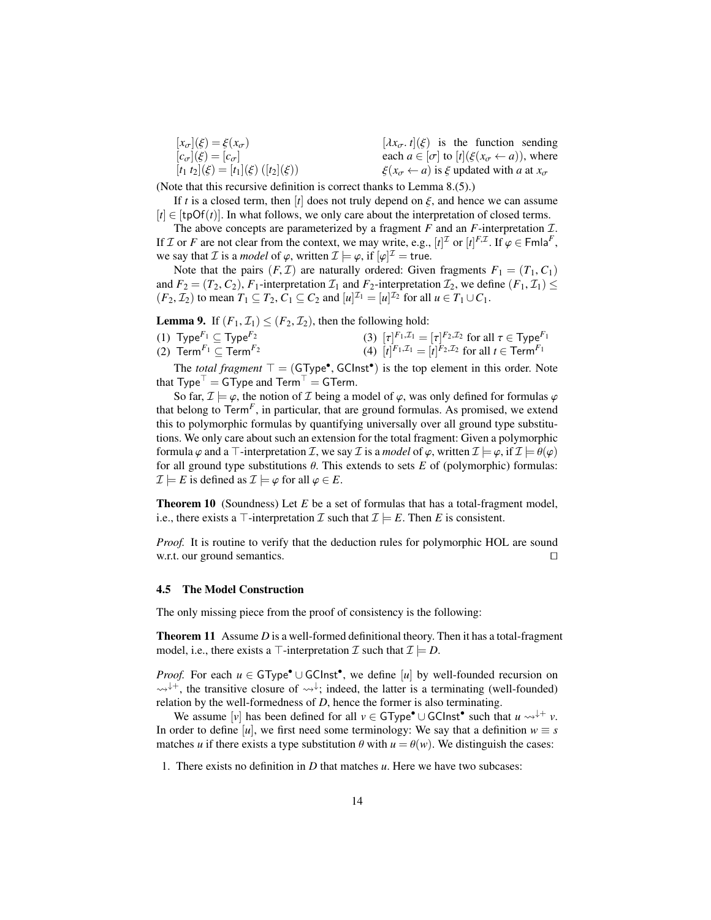$[x_\sigma](\xi) = \xi(x_\sigma)$

$[c_\sigma](\xi) = [c_\sigma]$

$[t_1\ t_2](\xi) = [t_1](\xi)\ ([t_2](\xi))$

$[\lambda x_\sigma.\ t](\xi)$ is the function sending each $a \in [\sigma]$ to $[t](\xi(x_\sigma \leftarrow a))$, where $\xi(x_\sigma \leftarrow a)$ is $\xi$ updated with $a$ at $x_\sigma$

(Note that this recursive definition is correct thanks to Lemma 8.(5).)

If $t$ is a closed term, then $[t]$ does not truly depend on $\xi$, and hence we can assume $[t] \in [\mathsf{tpOf}(t)]$. In what follows, we only care about the interpretation of closed terms.

The above concepts are parameterized by a fragment $F$ and an $F$-interpretation $\mathcal{I}$. If $\mathcal{I}$ or $F$ are not clear from the context, we may write, e.g., $[t]^{\mathcal{I}}$ or $[t]^{F,\mathcal{I}}$. If $\varphi \in \mathsf{Fmla}^F$, we say that $\mathcal{I}$ is a *model* of $\varphi$, written $\mathcal{I} \models \varphi$, if $[\varphi]^{\mathcal{I}} = \mathsf{true}$.

Note that the pairs $(F, \mathcal{I})$ are naturally ordered: Given fragments $F_1 = (T_1, C_1)$ and $F_2 = (T_2, C_2)$, $F_1$-interpretation $\mathcal{I}_1$ and $F_2$-interpretation $\mathcal{I}_2$, we define $(F_1, \mathcal{I}_1) \leq (F_2, \mathcal{I}_2)$ to mean $T_1 \subseteq T_2$, $C_1 \subseteq C_2$ and $[u]^{\mathcal{I}_1} = [u]^{\mathcal{I}_2}$ for all $u \in T_1 \cup C_1$.

**Lemma 9.** If $(F_1, \mathcal{I}_1) \leq (F_2, \mathcal{I}_2)$, then the following hold:

(1) $\mathsf{Type}^{F_1} \subseteq \mathsf{Type}^{F_2}$

(2) $\mathsf{Term}^{F_1} \subseteq \mathsf{Term}^{F_2}$

(3) $[\tau]^{F_1,\mathcal{I}_1} = [\tau]^{F_2,\mathcal{I}_2}$ for all $\tau \in \mathsf{Type}^{F_1}$

(4) $[t]^{F_1,\mathcal{I}_1} = [t]^{F_2,\mathcal{I}_2}$ for all $t \in \mathsf{Term}^{F_1}$

The *total fragment* $\top = (\mathsf{GType}^\bullet, \mathsf{GCInst}^\bullet)$ is the top element in this order. Note that $\mathsf{Type}^\top = \mathsf{GType}$ and $\mathsf{Term}^\top = \mathsf{GTerm}$.

So far, $\mathcal{I} \models \varphi$, the notion of $\mathcal{I}$ being a model of $\varphi$, was only defined for formulas $\varphi$ that belong to $\mathsf{Term}^F$, in particular, that are ground formulas. As promised, we extend this to polymorphic formulas by quantifying universally over all ground type substitutions. We only care about such an extension for the total fragment: Given a polymorphic formula $\varphi$ and a $\top$-interpretation $\mathcal{I}$, we say $\mathcal{I}$ is a *model* of $\varphi$, written $\mathcal{I} \models \varphi$, if $\mathcal{I} \models \theta(\varphi)$ for all ground type substitutions $\theta$. This extends to sets $E$ of (polymorphic) formulas: $\mathcal{I} \models E$ is defined as $\mathcal{I} \models \varphi$ for all $\varphi \in E$.

**Theorem 10** (Soundness) Let $E$ be a set of formulas that has a total-fragment model, i.e., there exists a $\top$-interpretation $\mathcal{I}$ such that $\mathcal{I} \models E$. Then $E$ is consistent.

*Proof.* It is routine to verify that the deduction rules for polymorphic HOL are sound w.r.t. our ground semantics. □

### 4.5 The Model Construction

The only missing piece from the proof of consistency is the following:

**Theorem 11** Assume $D$ is a well-formed definitional theory. Then it has a total-fragment model, i.e., there exists a $\top$-interpretation $\mathcal{I}$ such that $\mathcal{I} \models D$.

*Proof.* For each $u \in \mathsf{GType}^\bullet \cup \mathsf{GCInst}^\bullet$, we define $[u]$ by well-founded recursion on $\rightsquigarrow^{\downarrow +}$, the transitive closure of $\rightsquigarrow^{\downarrow}$; indeed, the latter is a terminating (well-founded) relation by the well-formedness of $D$, hence the former is also terminating.

We assume $[v]$ has been defined for all $v \in \mathsf{GType}^\bullet \cup \mathsf{GCInst}^\bullet$ such that $u \rightsquigarrow^{\downarrow +} v$. In order to define $[u]$, we first need some terminology: We say that a definition $w \equiv s$ matches $u$ if there exists a type substitution $\theta$ with $u = \theta(w)$. We distinguish the cases:

1. There exists no definition in $D$ that matches $u$. Here we have two subcases: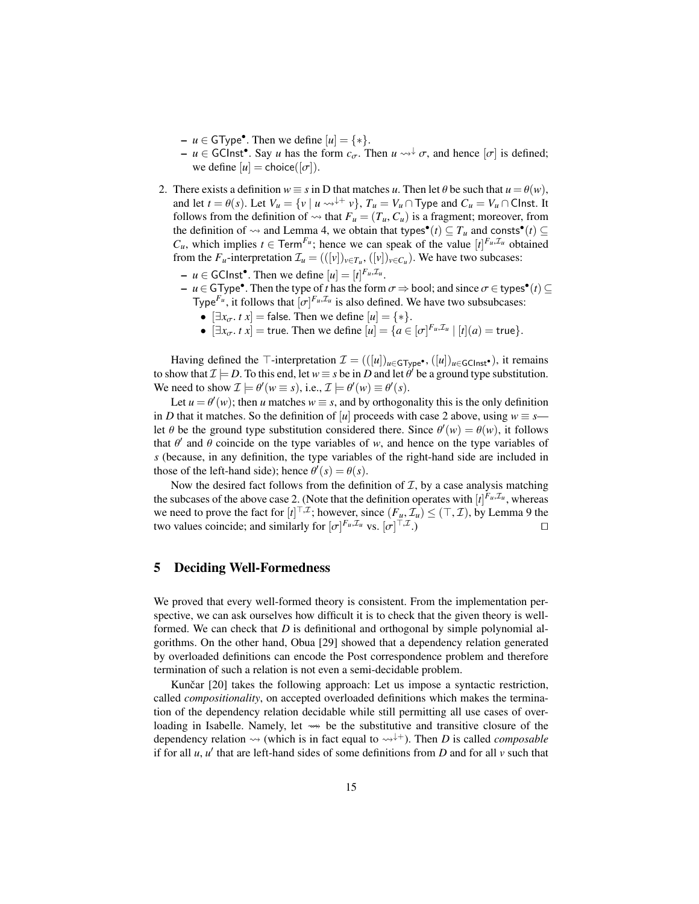– $u \in \mathsf{GType}^\bullet$. Then we define $[u] = \{*\}$.
– $u \in \mathsf{GCInst}^\bullet$. Say $u$ has the form $c_\sigma$. Then $u \rightsquigarrow^{\downarrow} \sigma$, and hence $[\sigma]$ is defined; we define $[u] = \mathsf{choice}([\sigma])$.

2. There exists a definition $w \equiv s$ in D that matches $u$. Then let $\theta$ be such that $u = \theta(w)$, and let $t = \theta(s)$. Let $V_u = \{v \mid u \rightsquigarrow^{\downarrow+} v\}$, $T_u = V_u \cap \mathsf{Type}$ and $C_u = V_u \cap \mathsf{CInst}$. It follows from the definition of $\rightsquigarrow$ that $F_u = (T_u, C_u)$ is a fragment; moreover, from the definition of $\rightsquigarrow$ and Lemma 4, we obtain that $\mathsf{types}^\bullet(t) \subseteq T_u$ and $\mathsf{consts}^\bullet(t) \subseteq C_u$, which implies $t \in \mathsf{Term}^{F_u}$; hence we can speak of the value $[t]^{F_u,\mathcal{I}_u}$ obtained from the $F_u$-interpretation $\mathcal{I}_u = (([v])_{v \in T_u}, ([v])_{v \in C_u})$. We have two subcases:
   – $u \in \mathsf{GCInst}^\bullet$. Then we define $[u] = [t]^{F_u,\mathcal{I}_u}$.
   – $u \in \mathsf{GType}^\bullet$. Then the type of $t$ has the form $\sigma \Rightarrow \mathsf{bool}$; and since $\sigma \in \mathsf{types}^\bullet(t) \subseteq \mathsf{Type}^{F_u}$, it follows that $[\sigma]^{F_u,\mathcal{I}_u}$ is also defined. We have two subsubcases:
     • $[\exists x_\sigma.\ t\ x] = \mathsf{false}$. Then we define $[u] = \{*\}$.
     • $[\exists x_\sigma.\ t\ x] = \mathsf{true}$. Then we define $[u] = \{a \in [\sigma]^{F_u,\mathcal{I}_u} \mid [t](a) = \mathsf{true}\}$.

Having defined the $\top$-interpretation $\mathcal{I} = (([u])_{u \in \mathsf{GType}^\bullet}, ([u])_{u \in \mathsf{GCInst}^\bullet})$, it remains to show that $\mathcal{I} \models D$. To this end, let $w \equiv s$ be in $D$ and let $\theta'$ be a ground type substitution. We need to show $\mathcal{I} \models \theta'(w \equiv s)$, i.e., $\mathcal{I} \models \theta'(w) \equiv \theta'(s)$.

Let $u = \theta'(w)$; then $u$ matches $w \equiv s$, and by orthogonality this is the only definition in $D$ that it matches. So the definition of $[u]$ proceeds with case 2 above, using $w \equiv s$—let $\theta$ be the ground type substitution considered there. Since $\theta'(w) = \theta(w)$, it follows that $\theta'$ and $\theta$ coincide on the type variables of $w$, and hence on the type variables of $s$ (because, in any definition, the type variables of the right-hand side are included in those of the left-hand side); hence $\theta'(s) = \theta(s)$.

Now the desired fact follows from the definition of $\mathcal{I}$, by a case analysis matching the subcases of the above case 2. (Note that the definition operates with $[t]^{F_u,\mathcal{I}_u}$, whereas we need to prove the fact for $[t]^{\top,\mathcal{I}}$; however, since $(F_u, \mathcal{I}_u) \leq (\top, \mathcal{I})$, by Lemma 9 the two values coincide; and similarly for $[\sigma]^{F_u,\mathcal{I}_u}$ vs. $[\sigma]^{\top,\mathcal{I}}$.) ☐

## 5 Deciding Well-Formedness

We proved that every well-formed theory is consistent. From the implementation perspective, we can ask ourselves how difficult it is to check that the given theory is well-formed. We can check that $D$ is definitional and orthogonal by simple polynomial algorithms. On the other hand, Obua [29] showed that a dependency relation generated by overloaded definitions can encode the Post correspondence problem and therefore termination of such a relation is not even a semi-decidable problem.

Kunčar [20] takes the following approach: Let us impose a syntactic restriction, called *compositionality*, on accepted overloaded definitions which makes the termination of the dependency relation decidable while still permitting all use cases of overloading in Isabelle. Namely, let $\rightsquigarrow\!\!\!\!\rightsquigarrow$ be the substitutive and transitive closure of the dependency relation $\rightsquigarrow$ (which is in fact equal to $\rightsquigarrow^{\downarrow+}$). Then $D$ is called *composable* if for all $u, u'$ that are left-hand sides of some definitions from $D$ and for all $v$ such that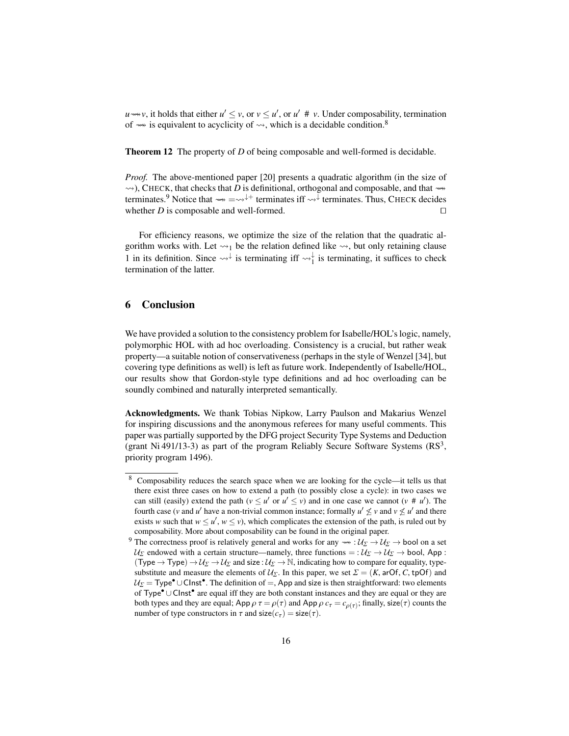$u \rightsquigarrow\!\!\!\!\rightsquigarrow v$, it holds that either $u' \leq v$, or $v \leq u'$, or $u' \;\#\; v$. Under composability, termination of $\rightsquigarrow\!\!\!\!\rightsquigarrow$ is equivalent to acyclicity of $\rightsquigarrow$, which is a decidable condition.[8]

**Theorem 12** The property of $D$ of being composable and well-formed is decidable.

*Proof.* The above-mentioned paper [20] presents a quadratic algorithm (in the size of $\rightsquigarrow$), CHECK, that checks that $D$ is definitional, orthogonal and composable, and that $\rightsquigarrow\!\!\!\!\rightsquigarrow$ terminates.[9] Notice that $\rightsquigarrow\!\!\!\!\rightsquigarrow = \rightsquigarrow^{\downarrow +}$ terminates iff $\rightsquigarrow^{\downarrow}$ terminates. Thus, CHECK decides whether $D$ is composable and well-formed. $\square$

For efficiency reasons, we optimize the size of the relation that the quadratic algorithm works with. Let $\rightsquigarrow_1$ be the relation defined like $\rightsquigarrow$, but only retaining clause 1 in its definition. Since $\rightsquigarrow^{\downarrow}$ is terminating iff $\rightsquigarrow_1^{\downarrow}$ is terminating, it suffices to check termination of the latter.

## 6 Conclusion

We have provided a solution to the consistency problem for Isabelle/HOL's logic, namely, polymorphic HOL with ad hoc overloading. Consistency is a crucial, but rather weak property—a suitable notion of conservativeness (perhaps in the style of Wenzel [34], but covering type definitions as well) is left as future work. Independently of Isabelle/HOL, our results show that Gordon-style type definitions and ad hoc overloading can be soundly combined and naturally interpreted semantically.

**Acknowledgments.** We thank Tobias Nipkow, Larry Paulson and Makarius Wenzel for inspiring discussions and the anonymous referees for many useful comments. This paper was partially supported by the DFG project Security Type Systems and Deduction (grant Ni 491/13-3) as part of the program Reliably Secure Software Systems (RS$^3$, priority program 1496).

---

[8] Composability reduces the search space when we are looking for the cycle—it tells us that there exist three cases on how to extend a path (to possibly close a cycle): in two cases we can still (easily) extend the path ($v \leq u'$ or $u' \leq v$) and in one case we cannot ($v \;\#\; u'$). The fourth case ($v$ and $u'$ have a non-trivial common instance; formally $u' \not\leq v$ and $v \not\leq u'$ and there exists $w$ such that $w \leq u'$, $w \leq v$), which complicates the extension of the path, is ruled out by composability. More about composability can be found in the original paper.

[9] The correctness proof is relatively general and works for any $\rightsquigarrow\!\!\!\!\rightsquigarrow : \mathcal{U}_\Sigma \to \mathcal{U}_\Sigma \to \mathsf{bool}$ on a set $\mathcal{U}_\Sigma$ endowed with a certain structure—namely, three functions $= : \mathcal{U}_\Sigma \to \mathcal{U}_\Sigma \to \mathsf{bool}$, $\mathsf{App} : (\mathsf{Type} \to \mathsf{Type}) \to \mathcal{U}_\Sigma \to \mathcal{U}_\Sigma$ and $\mathsf{size} : \mathcal{U}_\Sigma \to \mathbb{N}$, indicating how to compare for equality, type-substitute and measure the elements of $\mathcal{U}_\Sigma$. In this paper, we set $\Sigma = (K, \mathsf{arOf}, C, \mathsf{tpOf})$ and $\mathcal{U}_\Sigma = \mathsf{Type}^\bullet \cup \mathsf{CInst}^\bullet$. The definition of $=$, $\mathsf{App}$ and $\mathsf{size}$ is then straightforward: two elements of $\mathsf{Type}^\bullet \cup \mathsf{CInst}^\bullet$ are equal iff they are both constant instances and they are equal or they are both types and they are equal; $\mathsf{App}\,\rho\,\tau = \rho(\tau)$ and $\mathsf{App}\,\rho\,c_\tau = c_{\rho(\tau)}$; finally, $\mathsf{size}(\tau)$ counts the number of type constructors in $\tau$ and $\mathsf{size}(c_\tau) = \mathsf{size}(\tau)$.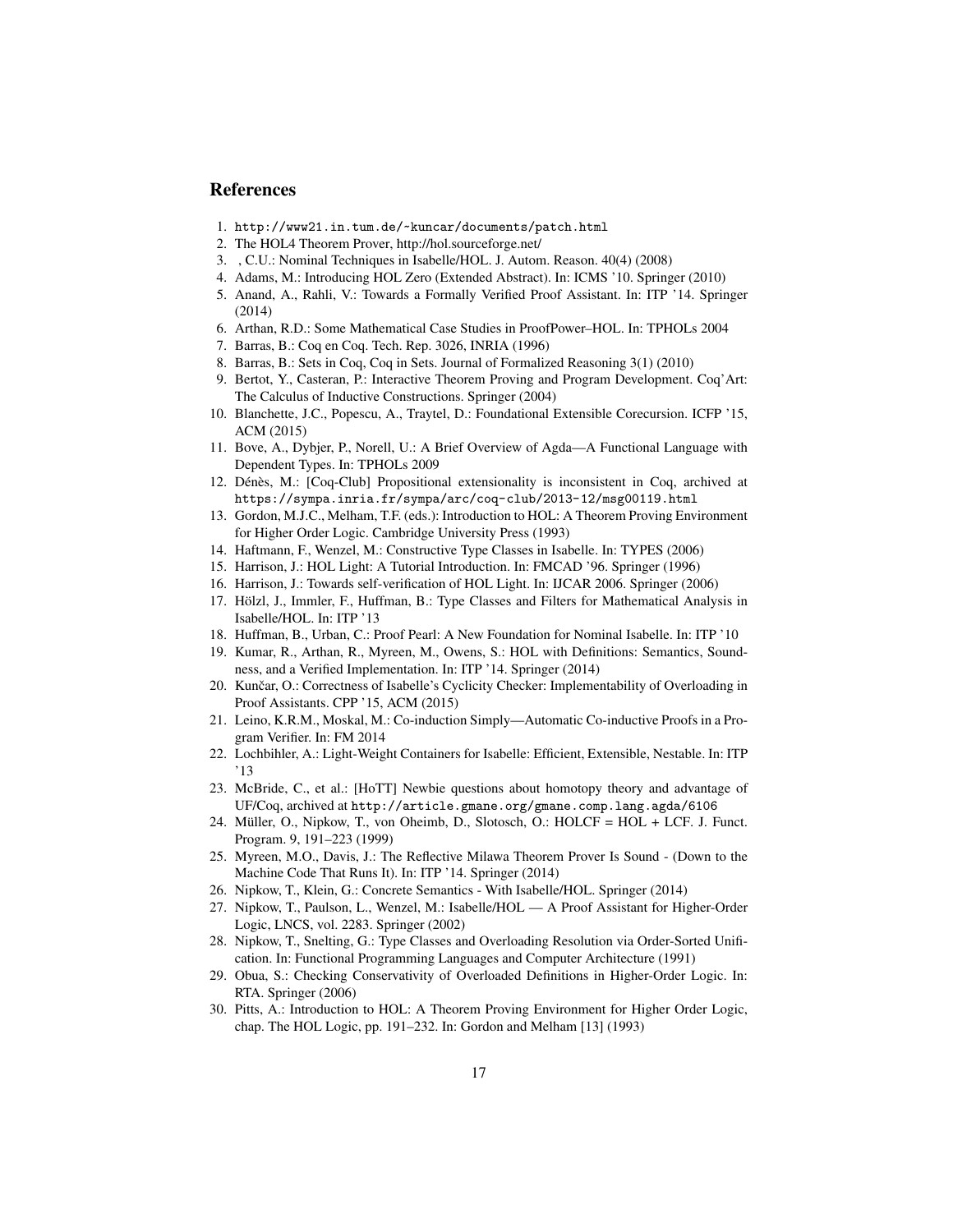## References

1. http://www21.in.tum.de/~kuncar/documents/patch.html
2. The HOL4 Theorem Prover, http://hol.sourceforge.net/
3. , C.U.: Nominal Techniques in Isabelle/HOL. J. Autom. Reason. 40(4) (2008)
4. Adams, M.: Introducing HOL Zero (Extended Abstract). In: ICMS '10. Springer (2010)
5. Anand, A., Rahli, V.: Towards a Formally Verified Proof Assistant. In: ITP '14. Springer (2014)
6. Arthan, R.D.: Some Mathematical Case Studies in ProofPower–HOL. In: TPHOLs 2004
7. Barras, B.: Coq en Coq. Tech. Rep. 3026, INRIA (1996)
8. Barras, B.: Sets in Coq, Coq in Sets. Journal of Formalized Reasoning 3(1) (2010)
9. Bertot, Y., Casteran, P.: Interactive Theorem Proving and Program Development. Coq'Art: The Calculus of Inductive Constructions. Springer (2004)
10. Blanchette, J.C., Popescu, A., Traytel, D.: Foundational Extensible Corecursion. ICFP '15, ACM (2015)
11. Bove, A., Dybjer, P., Norell, U.: A Brief Overview of Agda—A Functional Language with Dependent Types. In: TPHOLs 2009
12. Dénès, M.: [Coq-Club] Propositional extensionality is inconsistent in Coq, archived at https://sympa.inria.fr/sympa/arc/coq-club/2013-12/msg00119.html
13. Gordon, M.J.C., Melham, T.F. (eds.): Introduction to HOL: A Theorem Proving Environment for Higher Order Logic. Cambridge University Press (1993)
14. Haftmann, F., Wenzel, M.: Constructive Type Classes in Isabelle. In: TYPES (2006)
15. Harrison, J.: HOL Light: A Tutorial Introduction. In: FMCAD '96. Springer (1996)
16. Harrison, J.: Towards self-verification of HOL Light. In: IJCAR 2006. Springer (2006)
17. Hölzl, J., Immler, F., Huffman, B.: Type Classes and Filters for Mathematical Analysis in Isabelle/HOL. In: ITP '13
18. Huffman, B., Urban, C.: Proof Pearl: A New Foundation for Nominal Isabelle. In: ITP '10
19. Kumar, R., Arthan, R., Myreen, M., Owens, S.: HOL with Definitions: Semantics, Soundness, and a Verified Implementation. In: ITP '14. Springer (2014)
20. Kunčar, O.: Correctness of Isabelle's Cyclicity Checker: Implementability of Overloading in Proof Assistants. CPP '15, ACM (2015)
21. Leino, K.R.M., Moskal, M.: Co-induction Simply—Automatic Co-inductive Proofs in a Program Verifier. In: FM 2014
22. Lochbihler, A.: Light-Weight Containers for Isabelle: Efficient, Extensible, Nestable. In: ITP '13
23. McBride, C., et al.: [HoTT] Newbie questions about homotopy theory and advantage of UF/Coq, archived at http://article.gmane.org/gmane.comp.lang.agda/6106
24. Müller, O., Nipkow, T., von Oheimb, D., Slotosch, O.: HOLCF = HOL + LCF. J. Funct. Program. 9, 191–223 (1999)
25. Myreen, M.O., Davis, J.: The Reflective Milawa Theorem Prover Is Sound - (Down to the Machine Code That Runs It). In: ITP '14. Springer (2014)
26. Nipkow, T., Klein, G.: Concrete Semantics - With Isabelle/HOL. Springer (2014)
27. Nipkow, T., Paulson, L., Wenzel, M.: Isabelle/HOL — A Proof Assistant for Higher-Order Logic, LNCS, vol. 2283. Springer (2002)
28. Nipkow, T., Snelting, G.: Type Classes and Overloading Resolution via Order-Sorted Unification. In: Functional Programming Languages and Computer Architecture (1991)
29. Obua, S.: Checking Conservativity of Overloaded Definitions in Higher-Order Logic. In: RTA. Springer (2006)
30. Pitts, A.: Introduction to HOL: A Theorem Proving Environment for Higher Order Logic, chap. The HOL Logic, pp. 191–232. In: Gordon and Melham [13] (1993)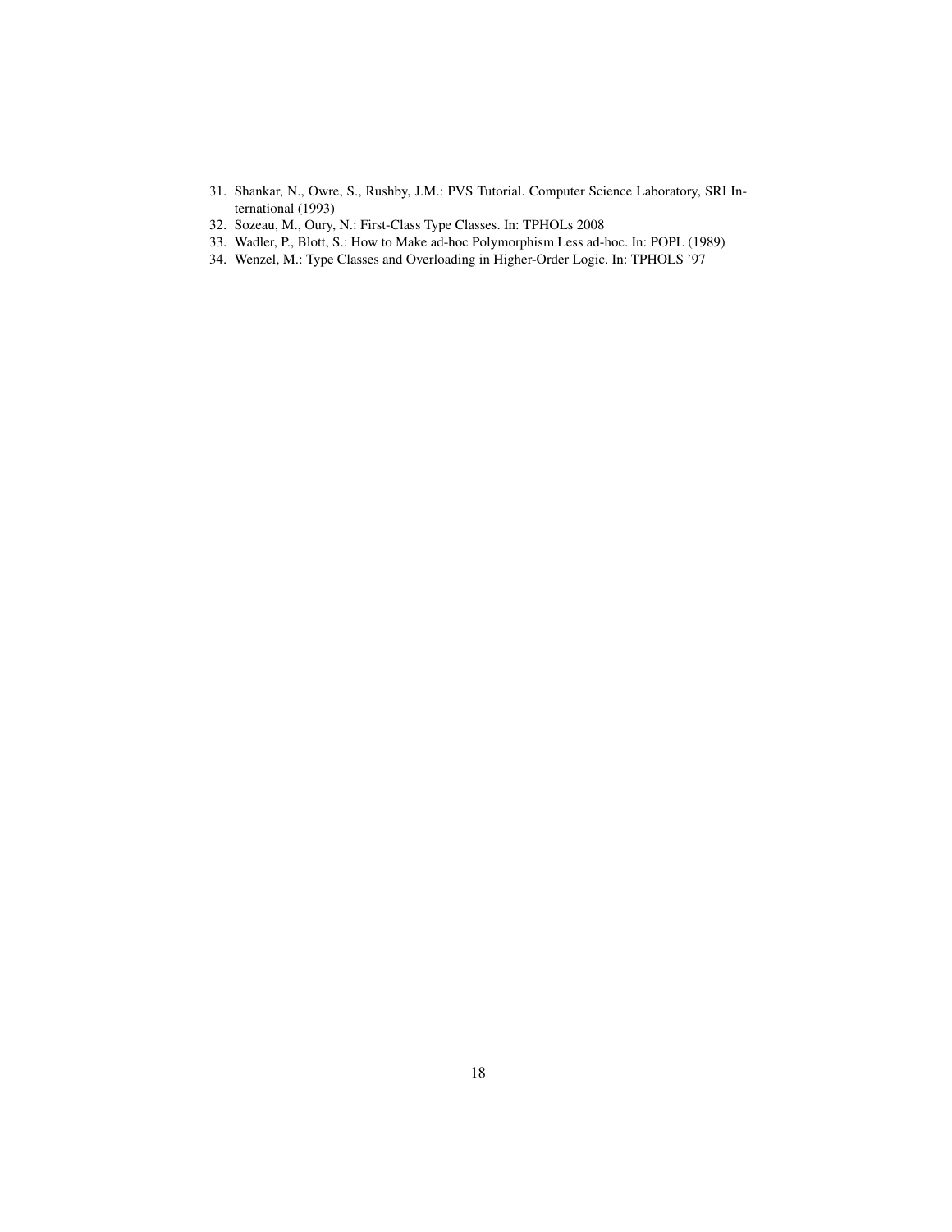31. Shankar, N., Owre, S., Rushby, J.M.: PVS Tutorial. Computer Science Laboratory, SRI International (1993)
32. Sozeau, M., Oury, N.: First-Class Type Classes. In: TPHOLs 2008
33. Wadler, P., Blott, S.: How to Make ad-hoc Polymorphism Less ad-hoc. In: POPL (1989)
34. Wenzel, M.: Type Classes and Overloading in Higher-Order Logic. In: TPHOLS '97